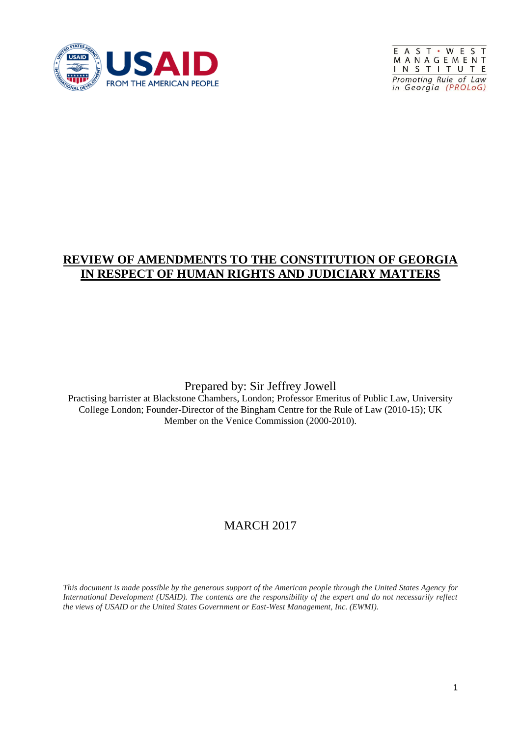USAID
FROM THE AMERICAN PEOPLE

EAST • WEST
MANAGEMENT
INSTITUTE
*Promoting Rule of Law in Georgia (PROLoG)*

# REVIEW OF AMENDMENTS TO THE CONSTITUTION OF GEORGIA IN RESPECT OF HUMAN RIGHTS AND JUDICIARY MATTERS

Prepared by: Sir Jeffrey Jowell

Practising barrister at Blackstone Chambers, London; Professor Emeritus of Public Law, University College London; Founder-Director of the Bingham Centre for the Rule of Law (2010-15); UK Member on the Venice Commission (2000-2010).

MARCH 2017

*This document is made possible by the generous support of the American people through the United States Agency for International Development (USAID). The contents are the responsibility of the expert and do not necessarily reflect the views of USAID or the United States Government or East-West Management, Inc. (EWMI).*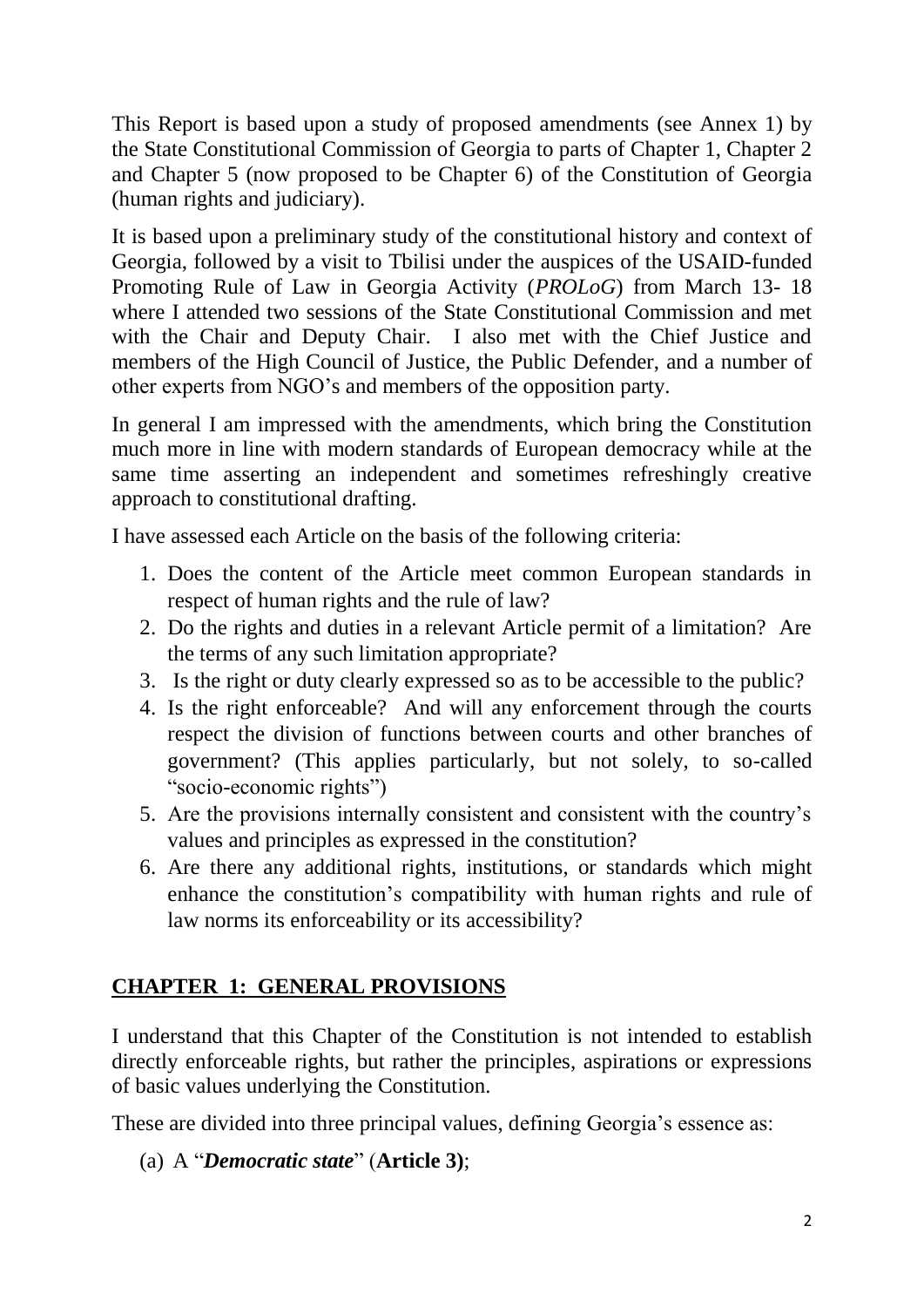This Report is based upon a study of proposed amendments (see Annex 1) by the State Constitutional Commission of Georgia to parts of Chapter 1, Chapter 2 and Chapter 5 (now proposed to be Chapter 6) of the Constitution of Georgia (human rights and judiciary).

It is based upon a preliminary study of the constitutional history and context of Georgia, followed by a visit to Tbilisi under the auspices of the USAID-funded Promoting Rule of Law in Georgia Activity (*PROLoG*) from March 13- 18 where I attended two sessions of the State Constitutional Commission and met with the Chair and Deputy Chair. I also met with the Chief Justice and members of the High Council of Justice, the Public Defender, and a number of other experts from NGO's and members of the opposition party.

In general I am impressed with the amendments, which bring the Constitution much more in line with modern standards of European democracy while at the same time asserting an independent and sometimes refreshingly creative approach to constitutional drafting.

I have assessed each Article on the basis of the following criteria:

1. Does the content of the Article meet common European standards in respect of human rights and the rule of law?
2. Do the rights and duties in a relevant Article permit of a limitation? Are the terms of any such limitation appropriate?
3. Is the right or duty clearly expressed so as to be accessible to the public?
4. Is the right enforceable? And will any enforcement through the courts respect the division of functions between courts and other branches of government? (This applies particularly, but not solely, to so-called "socio-economic rights")
5. Are the provisions internally consistent and consistent with the country's values and principles as expressed in the constitution?
6. Are there any additional rights, institutions, or standards which might enhance the constitution's compatibility with human rights and rule of law norms its enforceability or its accessibility?

## CHAPTER 1: GENERAL PROVISIONS

I understand that this Chapter of the Constitution is not intended to establish directly enforceable rights, but rather the principles, aspirations or expressions of basic values underlying the Constitution.

These are divided into three principal values, defining Georgia's essence as:

(a) A "***Democratic state***" (**Article 3)**;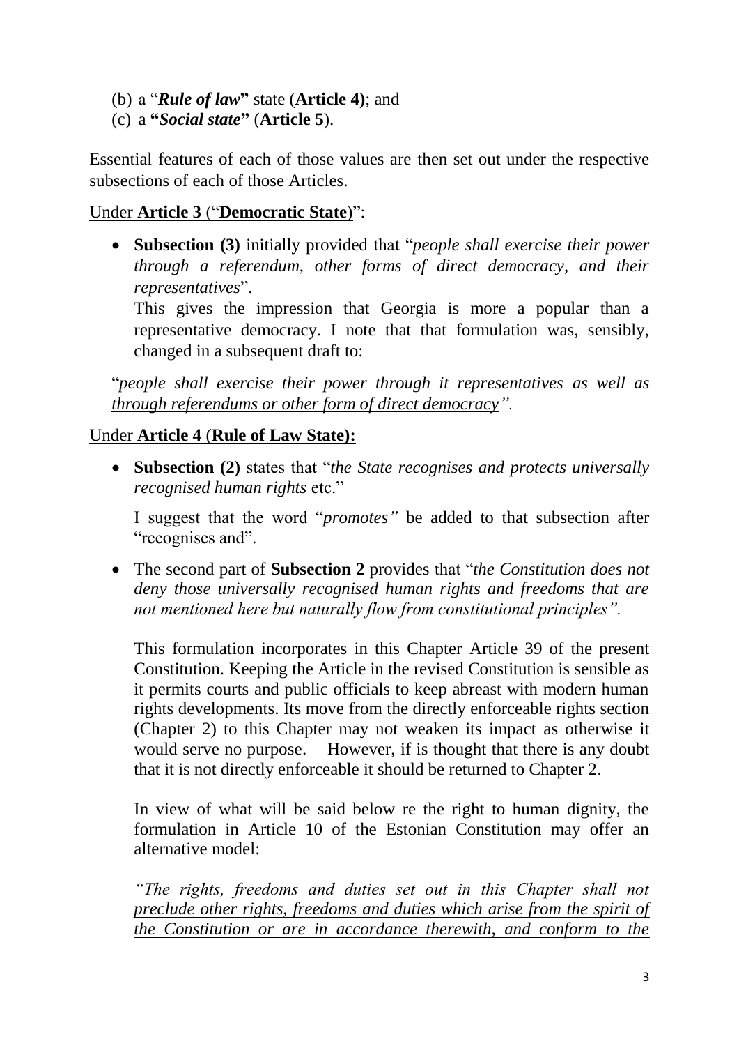(b) a "***Rule of law*"** state (**Article 4)**; and
(c) a **"*Social state*"** (**Article 5**).

Essential features of each of those values are then set out under the respective subsections of each of those Articles.

Under **Article 3** ("**Democratic State**)":

- **Subsection (3)** initially provided that "*people shall exercise their power through a referendum, other forms of direct democracy, and their representatives*".

  This gives the impression that Georgia is more a popular than a representative democracy. I note that that formulation was, sensibly, changed in a subsequent draft to:

"*people shall exercise their power through it representatives as well as through referendums or other form of direct democracy".*

Under **Article 4** (**Rule of Law State):**

- **Subsection (2)** states that "*the State recognises and protects universally recognised human rights* etc."

  I suggest that the word "*promotes"* be added to that subsection after "recognises and".

- The second part of **Subsection 2** provides that "*the Constitution does not deny those universally recognised human rights and freedoms that are not mentioned here but naturally flow from constitutional principles".*

  This formulation incorporates in this Chapter Article 39 of the present Constitution. Keeping the Article in the revised Constitution is sensible as it permits courts and public officials to keep abreast with modern human rights developments. Its move from the directly enforceable rights section (Chapter 2) to this Chapter may not weaken its impact as otherwise it would serve no purpose. However, if is thought that there is any doubt that it is not directly enforceable it should be returned to Chapter 2.

  In view of what will be said below re the right to human dignity, the formulation in Article 10 of the Estonian Constitution may offer an alternative model:

  *"The rights, freedoms and duties set out in this Chapter shall not preclude other rights, freedoms and duties which arise from the spirit of the Constitution or are in accordance therewith, and conform to the*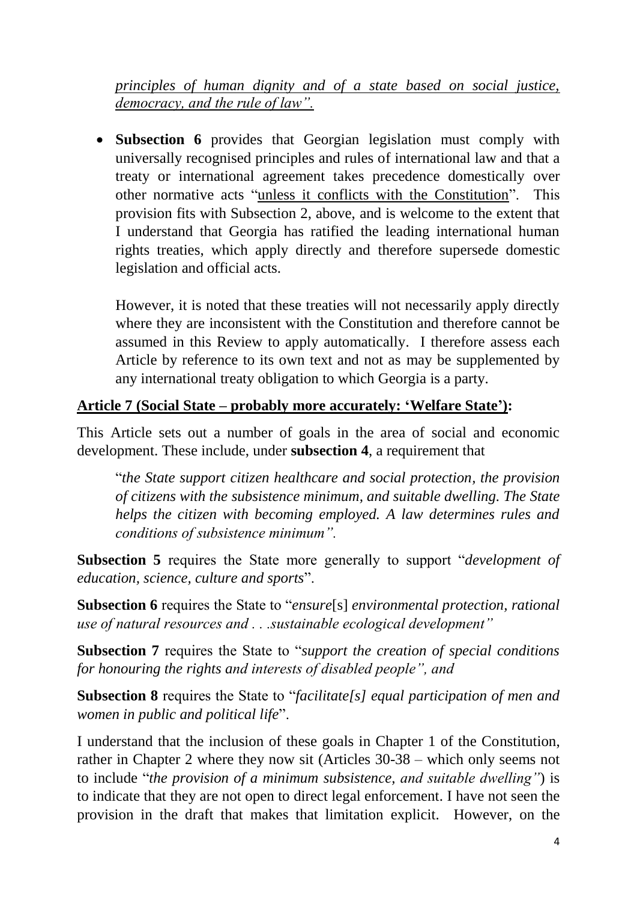*principles of human dignity and of a state based on social justice, democracy, and the rule of law".*

- **Subsection 6** provides that Georgian legislation must comply with universally recognised principles and rules of international law and that a treaty or international agreement takes precedence domestically over other normative acts "unless it conflicts with the Constitution". This provision fits with Subsection 2, above, and is welcome to the extent that I understand that Georgia has ratified the leading international human rights treaties, which apply directly and therefore supersede domestic legislation and official acts.

  However, it is noted that these treaties will not necessarily apply directly where they are inconsistent with the Constitution and therefore cannot be assumed in this Review to apply automatically. I therefore assess each Article by reference to its own text and not as may be supplemented by any international treaty obligation to which Georgia is a party.

**Article 7 (Social State – probably more accurately: 'Welfare State'):**

This Article sets out a number of goals in the area of social and economic development. These include, under **subsection 4**, a requirement that

> "*the State support citizen healthcare and social protection, the provision of citizens with the subsistence minimum, and suitable dwelling. The State helps the citizen with becoming employed. A law determines rules and conditions of subsistence minimum".*

**Subsection 5** requires the State more generally to support "*development of education, science, culture and sports*".

**Subsection 6** requires the State to "*ensure*[s] *environmental protection, rational use of natural resources and . . .sustainable ecological development"*

**Subsection 7** requires the State to "*support the creation of special conditions for honouring the rights and interests of disabled people", and*

**Subsection 8** requires the State to "*facilitate[s] equal participation of men and women in public and political life*".

I understand that the inclusion of these goals in Chapter 1 of the Constitution, rather in Chapter 2 where they now sit (Articles 30-38 – which only seems not to include "*the provision of a minimum subsistence, and suitable dwelling"*) is to indicate that they are not open to direct legal enforcement. I have not seen the provision in the draft that makes that limitation explicit. However, on the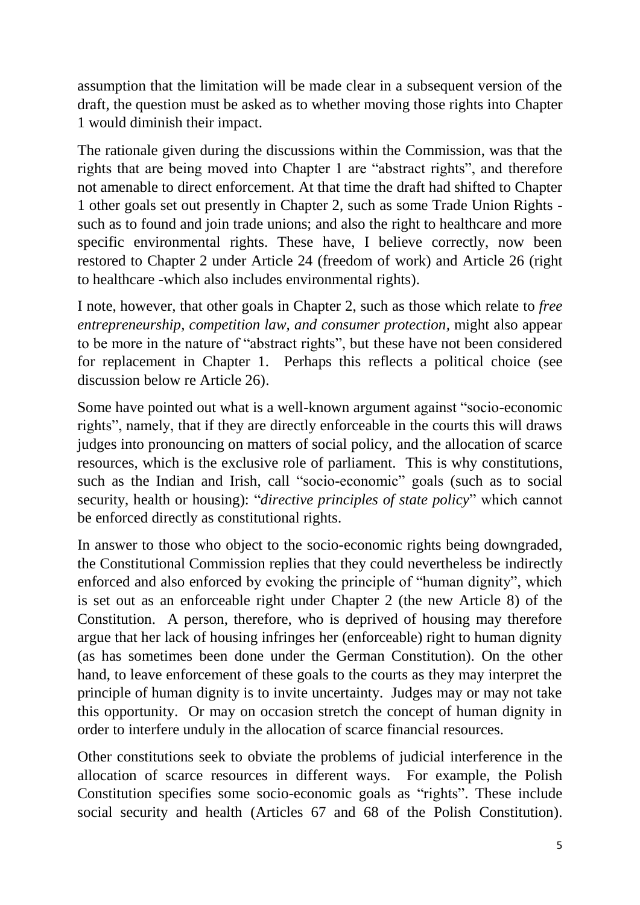assumption that the limitation will be made clear in a subsequent version of the draft, the question must be asked as to whether moving those rights into Chapter 1 would diminish their impact.

The rationale given during the discussions within the Commission, was that the rights that are being moved into Chapter 1 are "abstract rights", and therefore not amenable to direct enforcement. At that time the draft had shifted to Chapter 1 other goals set out presently in Chapter 2, such as some Trade Union Rights - such as to found and join trade unions; and also the right to healthcare and more specific environmental rights. These have, I believe correctly, now been restored to Chapter 2 under Article 24 (freedom of work) and Article 26 (right to healthcare -which also includes environmental rights).

I note, however, that other goals in Chapter 2, such as those which relate to *free entrepreneurship, competition law, and consumer protection,* might also appear to be more in the nature of "abstract rights", but these have not been considered for replacement in Chapter 1. Perhaps this reflects a political choice (see discussion below re Article 26).

Some have pointed out what is a well-known argument against "socio-economic rights", namely, that if they are directly enforceable in the courts this will draws judges into pronouncing on matters of social policy, and the allocation of scarce resources, which is the exclusive role of parliament. This is why constitutions, such as the Indian and Irish, call "socio-economic" goals (such as to social security, health or housing): "*directive principles of state policy*" which cannot be enforced directly as constitutional rights.

In answer to those who object to the socio-economic rights being downgraded, the Constitutional Commission replies that they could nevertheless be indirectly enforced and also enforced by evoking the principle of "human dignity", which is set out as an enforceable right under Chapter 2 (the new Article 8) of the Constitution. A person, therefore, who is deprived of housing may therefore argue that her lack of housing infringes her (enforceable) right to human dignity (as has sometimes been done under the German Constitution). On the other hand, to leave enforcement of these goals to the courts as they may interpret the principle of human dignity is to invite uncertainty. Judges may or may not take this opportunity. Or may on occasion stretch the concept of human dignity in order to interfere unduly in the allocation of scarce financial resources.

Other constitutions seek to obviate the problems of judicial interference in the allocation of scarce resources in different ways. For example, the Polish Constitution specifies some socio-economic goals as "rights". These include social security and health (Articles 67 and 68 of the Polish Constitution).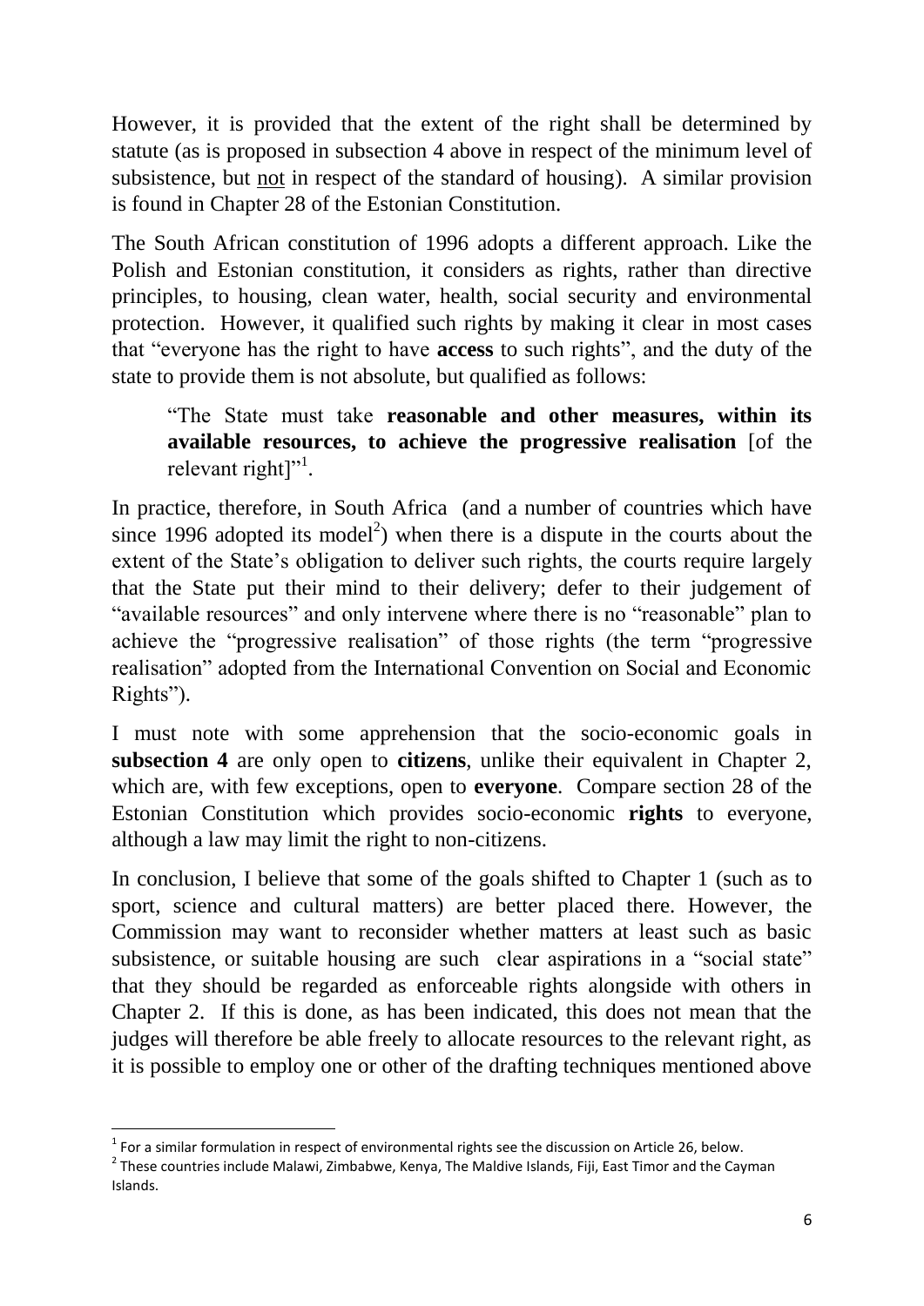However, it is provided that the extent of the right shall be determined by statute (as is proposed in subsection 4 above in respect of the minimum level of subsistence, but not in respect of the standard of housing). A similar provision is found in Chapter 28 of the Estonian Constitution.

The South African constitution of 1996 adopts a different approach. Like the Polish and Estonian constitution, it considers as rights, rather than directive principles, to housing, clean water, health, social security and environmental protection. However, it qualified such rights by making it clear in most cases that "everyone has the right to have **access** to such rights", and the duty of the state to provide them is not absolute, but qualified as follows:

> "The State must take **reasonable and other measures, within its available resources, to achieve the progressive realisation** [of the relevant right]"[1].

In practice, therefore, in South Africa (and a number of countries which have since 1996 adopted its model[2]) when there is a dispute in the courts about the extent of the State's obligation to deliver such rights, the courts require largely that the State put their mind to their delivery; defer to their judgement of "available resources" and only intervene where there is no "reasonable" plan to achieve the "progressive realisation" of those rights (the term "progressive realisation" adopted from the International Convention on Social and Economic Rights").

I must note with some apprehension that the socio-economic goals in **subsection 4** are only open to **citizens**, unlike their equivalent in Chapter 2, which are, with few exceptions, open to **everyone**. Compare section 28 of the Estonian Constitution which provides socio-economic **rights** to everyone, although a law may limit the right to non-citizens.

In conclusion, I believe that some of the goals shifted to Chapter 1 (such as to sport, science and cultural matters) are better placed there. However, the Commission may want to reconsider whether matters at least such as basic subsistence, or suitable housing are such clear aspirations in a "social state" that they should be regarded as enforceable rights alongside with others in Chapter 2. If this is done, as has been indicated, this does not mean that the judges will therefore be able freely to allocate resources to the relevant right, as it is possible to employ one or other of the drafting techniques mentioned above

---

[1] For a similar formulation in respect of environmental rights see the discussion on Article 26, below.

[2] These countries include Malawi, Zimbabwe, Kenya, The Maldive Islands, Fiji, East Timor and the Cayman Islands.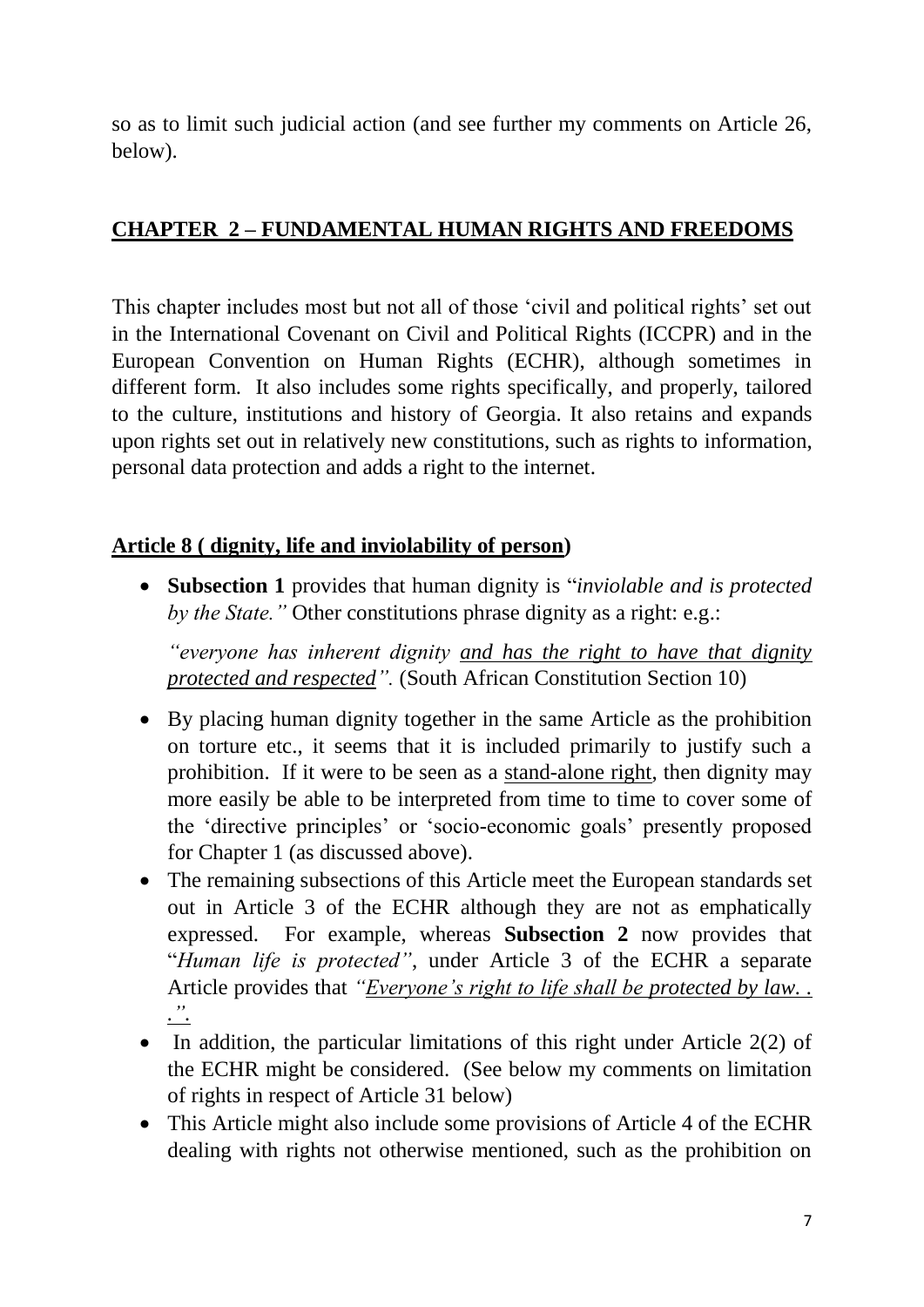so as to limit such judicial action (and see further my comments on Article 26, below).

## CHAPTER 2 – FUNDAMENTAL HUMAN RIGHTS AND FREEDOMS

This chapter includes most but not all of those 'civil and political rights' set out in the International Covenant on Civil and Political Rights (ICCPR) and in the European Convention on Human Rights (ECHR), although sometimes in different form. It also includes some rights specifically, and properly, tailored to the culture, institutions and history of Georgia. It also retains and expands upon rights set out in relatively new constitutions, such as rights to information, personal data protection and adds a right to the internet.

### Article 8 ( dignity, life and inviolability of person)

- **Subsection 1** provides that human dignity is "*inviolable and is protected by the State."* Other constitutions phrase dignity as a right: e.g.:

  *"everyone has inherent dignity <u>and has the right to have that dignity protected and respected</u>".* (South African Constitution Section 10)

- By placing human dignity together in the same Article as the prohibition on torture etc., it seems that it is included primarily to justify such a prohibition. If it were to be seen as a <u>stand-alone right</u>, then dignity may more easily be able to be interpreted from time to time to cover some of the 'directive principles' or 'socio-economic goals' presently proposed for Chapter 1 (as discussed above).
- The remaining subsections of this Article meet the European standards set out in Article 3 of the ECHR although they are not as emphatically expressed. For example, whereas **Subsection 2** now provides that "*Human life is protected"*, under Article 3 of the ECHR a separate Article provides that *"<u>Everyone's right to life shall be protected by law. . .".</u>*
- In addition, the particular limitations of this right under Article 2(2) of the ECHR might be considered. (See below my comments on limitation of rights in respect of Article 31 below)
- This Article might also include some provisions of Article 4 of the ECHR dealing with rights not otherwise mentioned, such as the prohibition on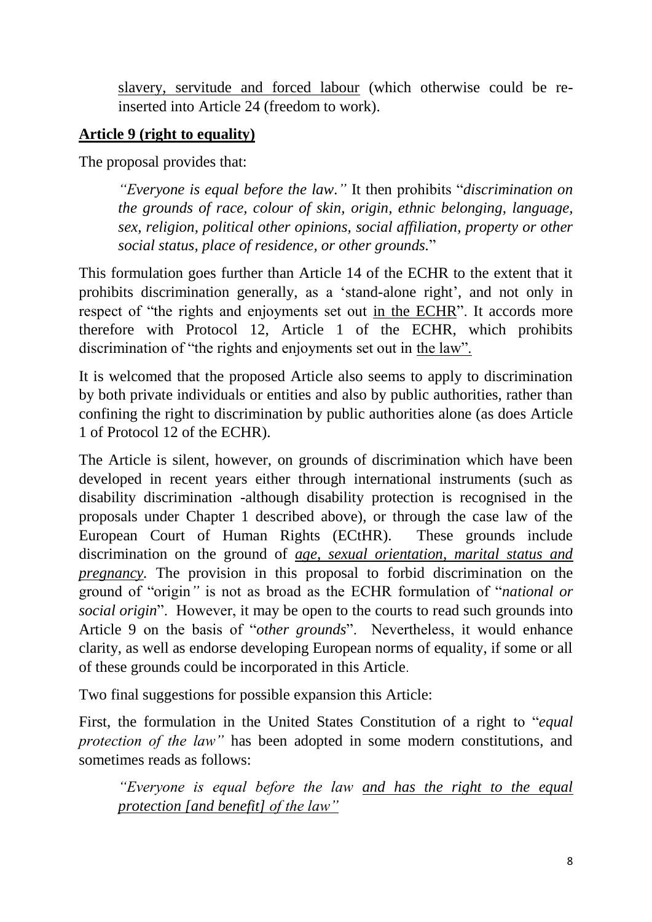slavery, servitude and forced labour (which otherwise could be re-inserted into Article 24 (freedom to work).

## Article 9 (right to equality)

The proposal provides that:

> *"Everyone is equal before the law."* It then prohibits "*discrimination on the grounds of race, colour of skin, origin, ethnic belonging, language, sex, religion, political other opinions, social affiliation, property or other social status, place of residence, or other grounds.*"

This formulation goes further than Article 14 of the ECHR to the extent that it prohibits discrimination generally, as a 'stand-alone right', and not only in respect of "the rights and enjoyments set out in the ECHR". It accords more therefore with Protocol 12, Article 1 of the ECHR, which prohibits discrimination of "the rights and enjoyments set out in the law".

It is welcomed that the proposed Article also seems to apply to discrimination by both private individuals or entities and also by public authorities, rather than confining the right to discrimination by public authorities alone (as does Article 1 of Protocol 12 of the ECHR).

The Article is silent, however, on grounds of discrimination which have been developed in recent years either through international instruments (such as disability discrimination -although disability protection is recognised in the proposals under Chapter 1 described above), or through the case law of the European Court of Human Rights (ECtHR). These grounds include discrimination on the ground of *age, sexual orientation, marital status and pregnancy*. The provision in this proposal to forbid discrimination on the ground of "origin*"* is not as broad as the ECHR formulation of "*national or social origin*". However, it may be open to the courts to read such grounds into Article 9 on the basis of "*other grounds*". Nevertheless, it would enhance clarity, as well as endorse developing European norms of equality, if some or all of these grounds could be incorporated in this Article.

Two final suggestions for possible expansion this Article:

First, the formulation in the United States Constitution of a right to "*equal protection of the law"* has been adopted in some modern constitutions, and sometimes reads as follows:

> *"Everyone is equal before the law and has the right to the equal protection [and benefit] of the law"*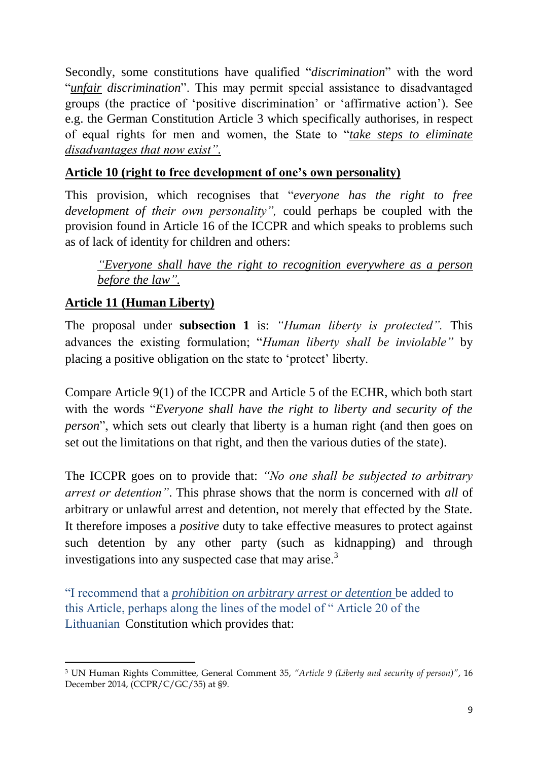Secondly, some constitutions have qualified "*discrimination*" with the word "*unfair discrimination*". This may permit special assistance to disadvantaged groups (the practice of 'positive discrimination' or 'affirmative action'). See e.g. the German Constitution Article 3 which specifically authorises, in respect of equal rights for men and women, the State to "*take steps to eliminate disadvantages that now exist".*

**Article 10 (right to free development of one's own personality)**

This provision, which recognises that "*everyone has the right to free development of their own personality",* could perhaps be coupled with the provision found in Article 16 of the ICCPR and which speaks to problems such as of lack of identity for children and others:

> *"Everyone shall have the right to recognition everywhere as a person before the law".*

**Article 11 (Human Liberty)**

The proposal under **subsection 1** is: *"Human liberty is protected".* This advances the existing formulation; "*Human liberty shall be inviolable"* by placing a positive obligation on the state to 'protect' liberty.

Compare Article 9(1) of the ICCPR and Article 5 of the ECHR, which both start with the words "*Everyone shall have the right to liberty and security of the person*", which sets out clearly that liberty is a human right (and then goes on set out the limitations on that right, and then the various duties of the state).

The ICCPR goes on to provide that: *"No one shall be subjected to arbitrary arrest or detention"*. This phrase shows that the norm is concerned with *all* of arbitrary or unlawful arrest and detention, not merely that effected by the State. It therefore imposes a *positive* duty to take effective measures to protect against such detention by any other party (such as kidnapping) and through investigations into any suspected case that may arise.[3]

"I recommend that a *prohibition on arbitrary arrest or detention* be added to this Article, perhaps along the lines of the model of " Article 20 of the Lithuanian Constitution which provides that:

---

[3] UN Human Rights Committee, General Comment 35, *"Article 9 (Liberty and security of person)"*, 16 December 2014, (CCPR/C/GC/35) at §9.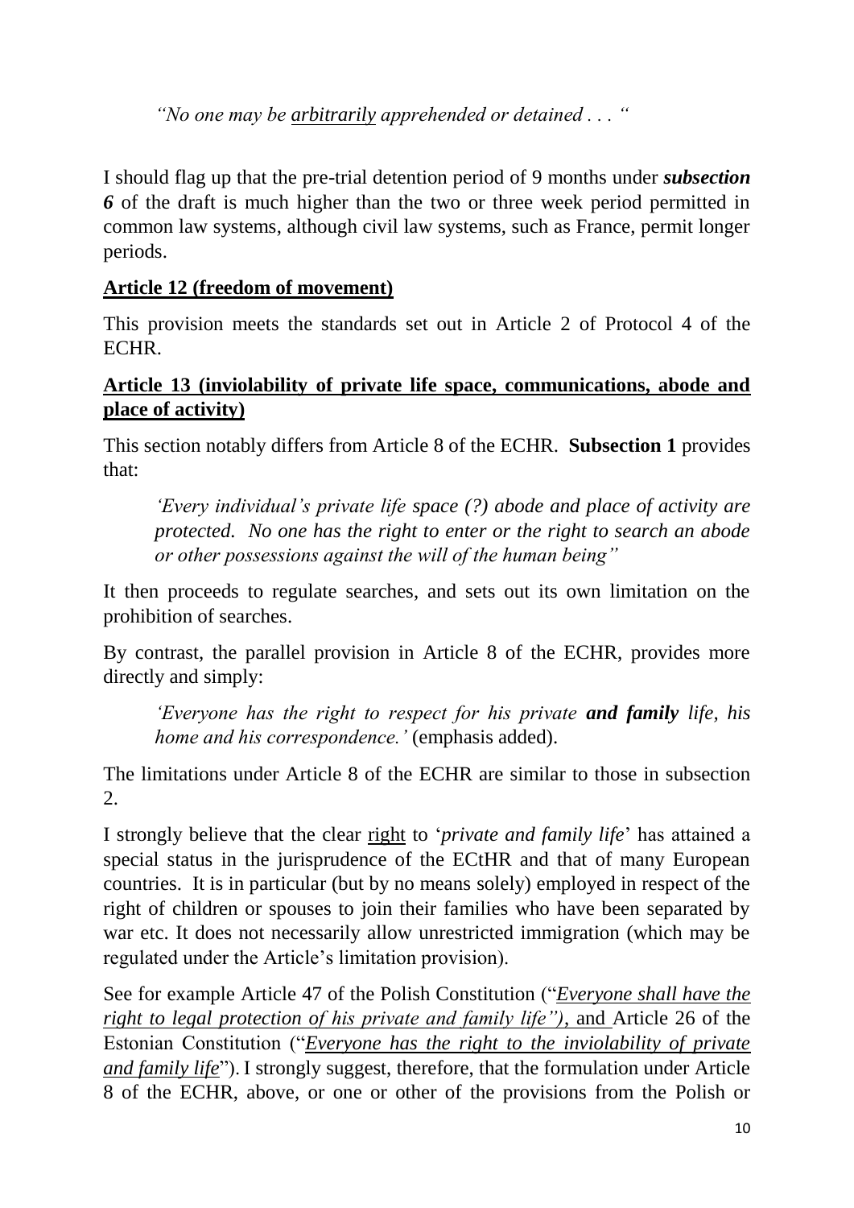> *"No one may be <u>arbitrarily</u> apprehended or detained . . . "*

I should flag up that the pre-trial detention period of 9 months under ***subsection 6*** of the draft is much higher than the two or three week period permitted in common law systems, although civil law systems, such as France, permit longer periods.

**<u>Article 12 (freedom of movement)</u>**

This provision meets the standards set out in Article 2 of Protocol 4 of the ECHR.

**<u>Article 13 (inviolability of private life space, communications, abode and place of activity)</u>**

This section notably differs from Article 8 of the ECHR. **Subsection 1** provides that:

> *'Every individual's private life space (?) abode and place of activity are protected. No one has the right to enter or the right to search an abode or other possessions against the will of the human being"*

It then proceeds to regulate searches, and sets out its own limitation on the prohibition of searches.

By contrast, the parallel provision in Article 8 of the ECHR, provides more directly and simply:

> *'Everyone has the right to respect for his private **and family** life, his home and his correspondence.'* (emphasis added).

The limitations under Article 8 of the ECHR are similar to those in subsection 2.

I strongly believe that the clear <u>right</u> to '*private and family life*' has attained a special status in the jurisprudence of the ECtHR and that of many European countries. It is in particular (but by no means solely) employed in respect of the right of children or spouses to join their families who have been separated by war etc. It does not necessarily allow unrestricted immigration (which may be regulated under the Article's limitation provision).

See for example Article 47 of the Polish Constitution ("*<u>Everyone shall have the right to legal protection of his private and family life")</u>*, <u>and</u> Article 26 of the Estonian Constitution ("*<u>Everyone has the right to the inviolability of private and family life</u>*"). I strongly suggest, therefore, that the formulation under Article 8 of the ECHR, above, or one or other of the provisions from the Polish or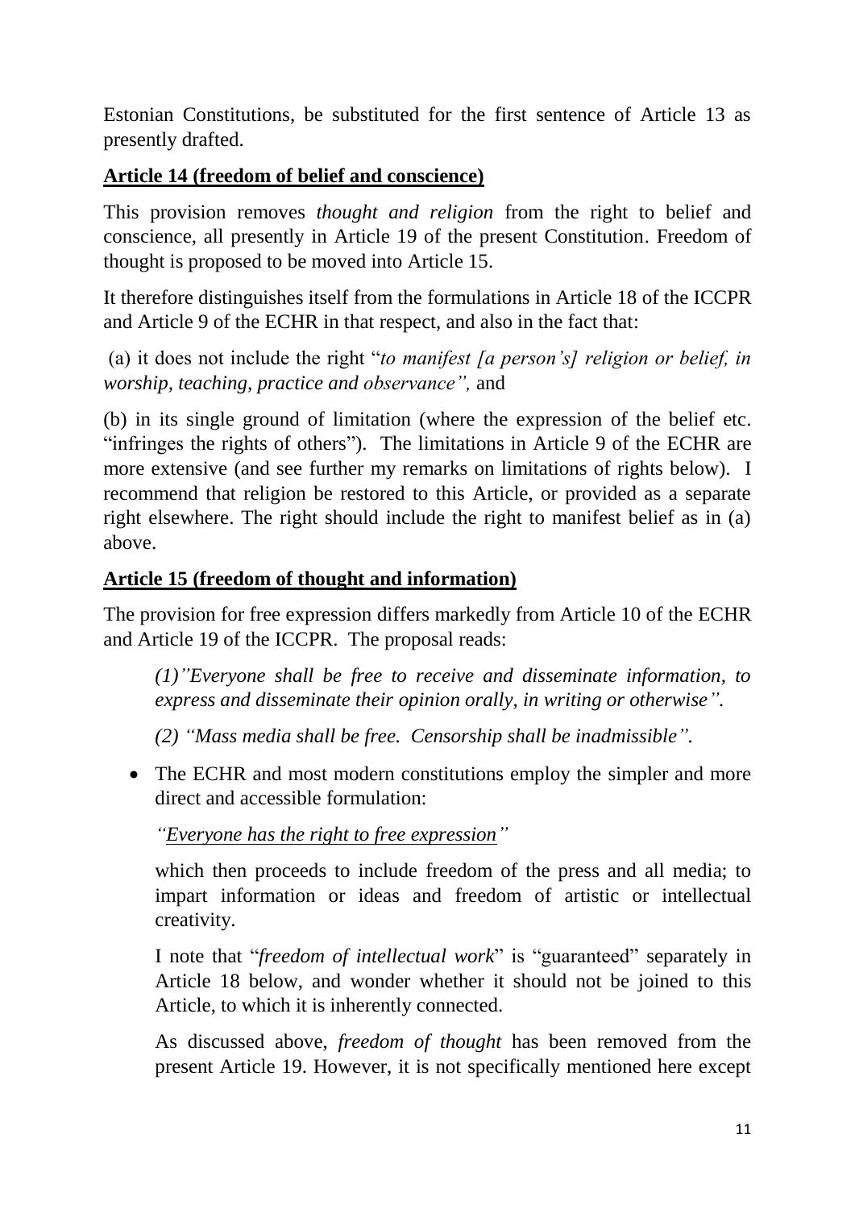Estonian Constitutions, be substituted for the first sentence of Article 13 as presently drafted.

**Article 14 (freedom of belief and conscience)**

This provision removes *thought and religion* from the right to belief and conscience, all presently in Article 19 of the present Constitution. Freedom of thought is proposed to be moved into Article 15.

It therefore distinguishes itself from the formulations in Article 18 of the ICCPR and Article 9 of the ECHR in that respect, and also in the fact that:

(a) it does not include the right "*to manifest [a person's] religion or belief, in worship, teaching, practice and observance",* and

(b) in its single ground of limitation (where the expression of the belief etc. "infringes the rights of others"). The limitations in Article 9 of the ECHR are more extensive (and see further my remarks on limitations of rights below). I recommend that religion be restored to this Article, or provided as a separate right elsewhere. The right should include the right to manifest belief as in (a) above.

**Article 15 (freedom of thought and information)**

The provision for free expression differs markedly from Article 10 of the ECHR and Article 19 of the ICCPR. The proposal reads:

> *(1)"Everyone shall be free to receive and disseminate information, to express and disseminate their opinion orally, in writing or otherwise".*
>
> *(2) "Mass media shall be free. Censorship shall be inadmissible".*

- The ECHR and most modern constitutions employ the simpler and more direct and accessible formulation:

  *"Everyone has the right to free expression"*

  which then proceeds to include freedom of the press and all media; to impart information or ideas and freedom of artistic or intellectual creativity.

  I note that "*freedom of intellectual work*" is "guaranteed" separately in Article 18 below, and wonder whether it should not be joined to this Article, to which it is inherently connected.

  As discussed above, *freedom of thought* has been removed from the present Article 19. However, it is not specifically mentioned here except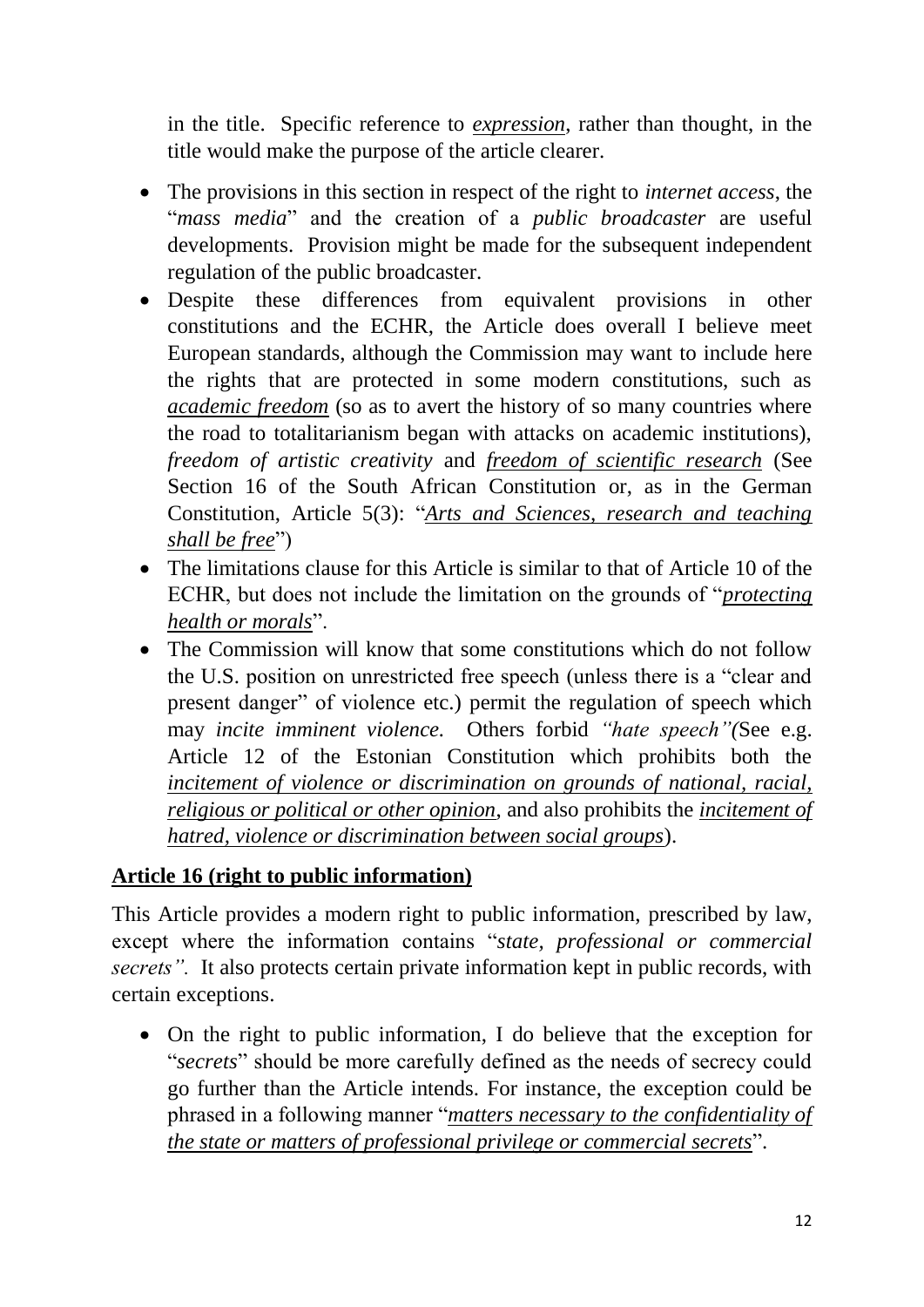in the title. Specific reference to *expression*, rather than thought, in the title would make the purpose of the article clearer.

- The provisions in this section in respect of the right to *internet access*, the "*mass media*" and the creation of a *public broadcaster* are useful developments. Provision might be made for the subsequent independent regulation of the public broadcaster.
- Despite these differences from equivalent provisions in other constitutions and the ECHR, the Article does overall I believe meet European standards, although the Commission may want to include here the rights that are protected in some modern constitutions, such as *academic freedom* (so as to avert the history of so many countries where the road to totalitarianism began with attacks on academic institutions), *freedom of artistic creativity* and *freedom of scientific research* (See Section 16 of the South African Constitution or, as in the German Constitution, Article 5(3): "*Arts and Sciences, research and teaching shall be free*")
- The limitations clause for this Article is similar to that of Article 10 of the ECHR, but does not include the limitation on the grounds of "*protecting health or morals*".
- The Commission will know that some constitutions which do not follow the U.S. position on unrestricted free speech (unless there is a "clear and present danger" of violence etc.) permit the regulation of speech which may *incite imminent violence.* Others forbid *"hate speech"*(See e.g. Article 12 of the Estonian Constitution which prohibits both the *incitement of violence or discrimination on grounds of national, racial, religious or political or other opinion*, and also prohibits the *incitement of hatred, violence or discrimination between social groups*).

## **Article 16 (right to public information)**

This Article provides a modern right to public information, prescribed by law, except where the information contains "*state, professional or commercial secrets".* It also protects certain private information kept in public records, with certain exceptions.

- On the right to public information, I do believe that the exception for "*secrets*" should be more carefully defined as the needs of secrecy could go further than the Article intends. For instance, the exception could be phrased in a following manner "*matters necessary to the confidentiality of the state or matters of professional privilege or commercial secrets*".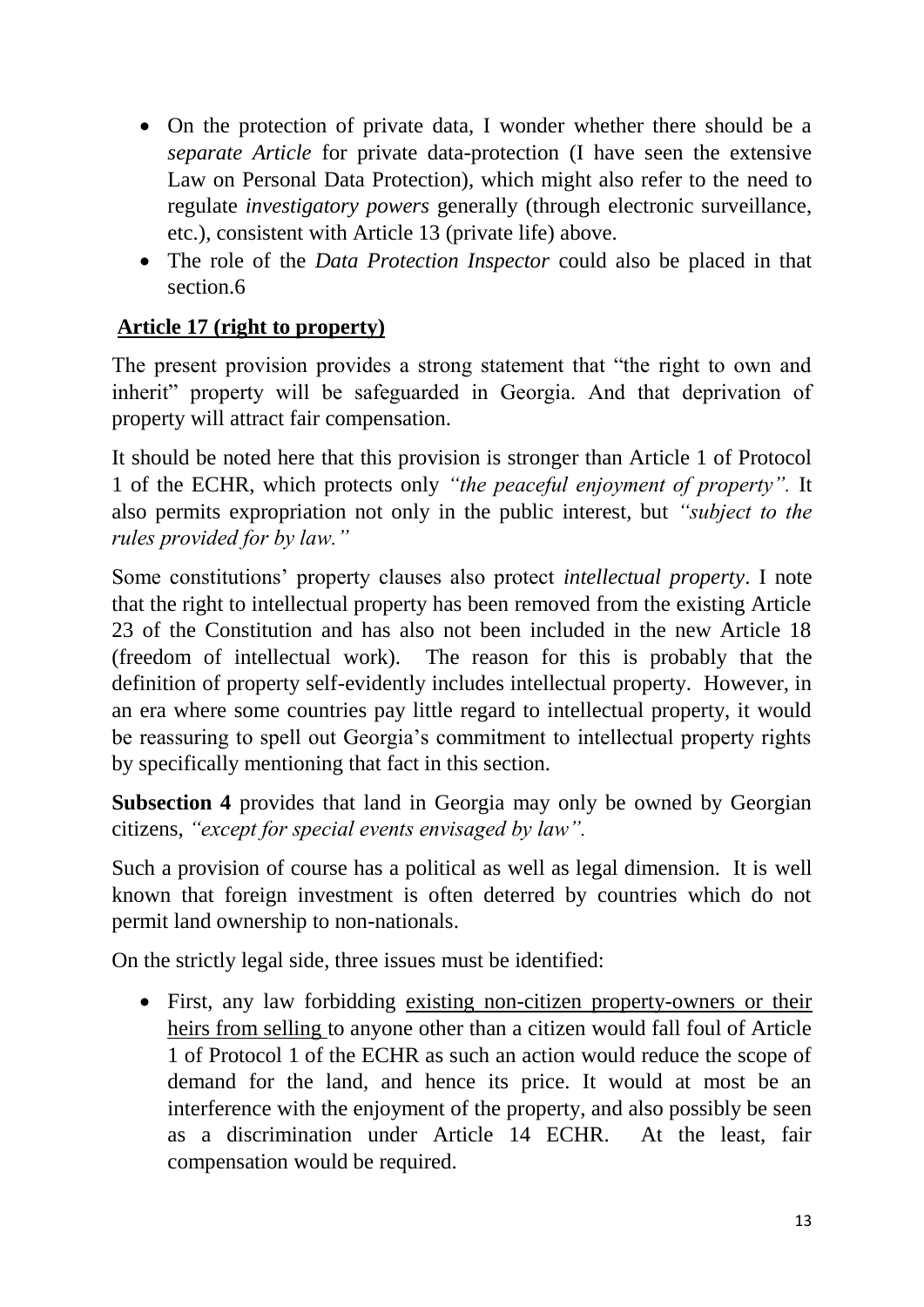- On the protection of private data, I wonder whether there should be a *separate Article* for private data-protection (I have seen the extensive Law on Personal Data Protection), which might also refer to the need to regulate *investigatory powers* generally (through electronic surveillance, etc.), consistent with Article 13 (private life) above.
- The role of the *Data Protection Inspector* could also be placed in that section.6

## Article 17 (right to property)

The present provision provides a strong statement that "the right to own and inherit" property will be safeguarded in Georgia. And that deprivation of property will attract fair compensation.

It should be noted here that this provision is stronger than Article 1 of Protocol 1 of the ECHR, which protects only *"the peaceful enjoyment of property".* It also permits expropriation not only in the public interest, but *"subject to the rules provided for by law."*

Some constitutions' property clauses also protect *intellectual property*. I note that the right to intellectual property has been removed from the existing Article 23 of the Constitution and has also not been included in the new Article 18 (freedom of intellectual work). The reason for this is probably that the definition of property self-evidently includes intellectual property. However, in an era where some countries pay little regard to intellectual property, it would be reassuring to spell out Georgia's commitment to intellectual property rights by specifically mentioning that fact in this section.

**Subsection 4** provides that land in Georgia may only be owned by Georgian citizens, *"except for special events envisaged by law".*

Such a provision of course has a political as well as legal dimension. It is well known that foreign investment is often deterred by countries which do not permit land ownership to non-nationals.

On the strictly legal side, three issues must be identified:

- First, any law forbidding existing non-citizen property-owners or their heirs from selling to anyone other than a citizen would fall foul of Article 1 of Protocol 1 of the ECHR as such an action would reduce the scope of demand for the land, and hence its price. It would at most be an interference with the enjoyment of the property, and also possibly be seen as a discrimination under Article 14 ECHR. At the least, fair compensation would be required.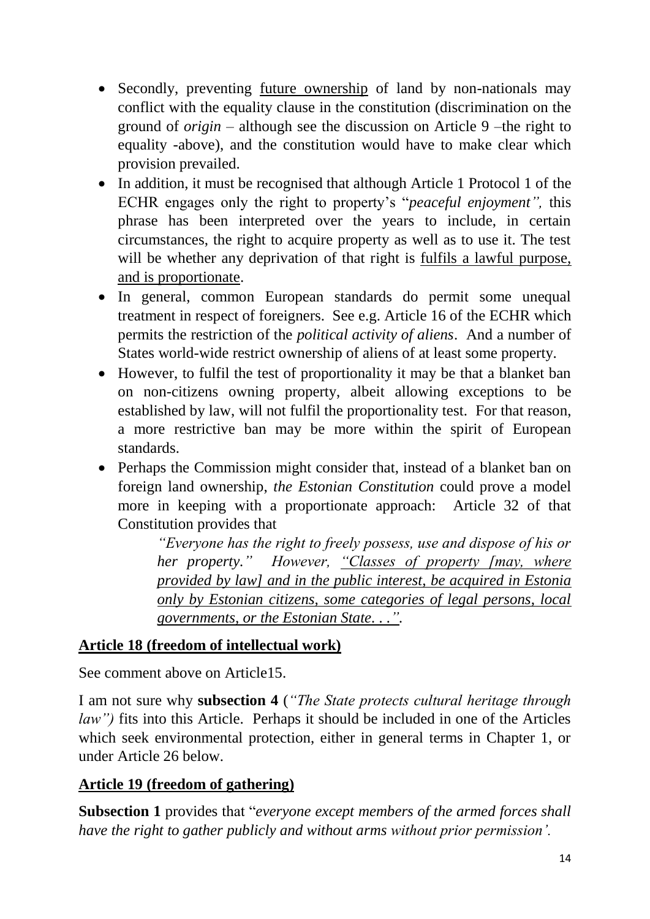- Secondly, preventing <u>future ownership</u> of land by non-nationals may conflict with the equality clause in the constitution (discrimination on the ground of *origin* – although see the discussion on Article 9 –the right to equality -above), and the constitution would have to make clear which provision prevailed.
- In addition, it must be recognised that although Article 1 Protocol 1 of the ECHR engages only the right to property's "*peaceful enjoyment",* this phrase has been interpreted over the years to include, in certain circumstances, the right to acquire property as well as to use it. The test will be whether any deprivation of that right is <u>fulfils a lawful purpose, and is proportionate</u>.
- In general, common European standards do permit some unequal treatment in respect of foreigners. See e.g. Article 16 of the ECHR which permits the restriction of the *political activity of aliens*. And a number of States world-wide restrict ownership of aliens of at least some property.
- However, to fulfil the test of proportionality it may be that a blanket ban on non-citizens owning property, albeit allowing exceptions to be established by law, will not fulfil the proportionality test. For that reason, a more restrictive ban may be more within the spirit of European standards.
- Perhaps the Commission might consider that, instead of a blanket ban on foreign land ownership, *the Estonian Constitution* could prove a model more in keeping with a proportionate approach: Article 32 of that Constitution provides that

  > *"Everyone has the right to freely possess, use and dispose of his or her property."* However, <u>*"Classes of property [may, where provided by law] and in the public interest, be acquired in Estonia only by Estonian citizens, some categories of legal persons, local governments, or the Estonian State. . .".*</u>

## <u>Article 18 (freedom of intellectual work)</u>

See comment above on Article15.

I am not sure why **subsection 4** (*"The State protects cultural heritage through law")* fits into this Article. Perhaps it should be included in one of the Articles which seek environmental protection, either in general terms in Chapter 1, or under Article 26 below.

## <u>Article 19 (freedom of gathering)</u>

**Subsection 1** provides that "*everyone except members of the armed forces shall have the right to gather publicly and without arms without prior permission'.*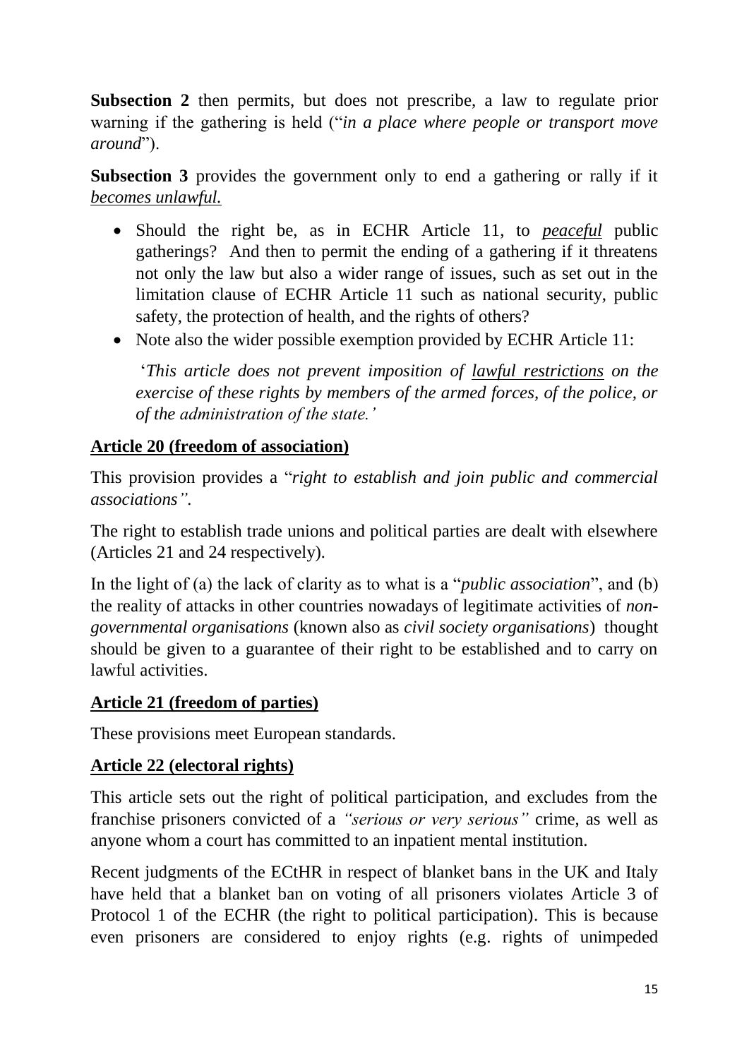**Subsection 2** then permits, but does not prescribe, a law to regulate prior warning if the gathering is held ("*in a place where people or transport move around*").

**Subsection 3** provides the government only to end a gathering or rally if it *becomes unlawful.*

- Should the right be, as in ECHR Article 11, to *peaceful* public gatherings? And then to permit the ending of a gathering if it threatens not only the law but also a wider range of issues, such as set out in the limitation clause of ECHR Article 11 such as national security, public safety, the protection of health, and the rights of others?
- Note also the wider possible exemption provided by ECHR Article 11:

  '*This article does not prevent imposition of lawful restrictions on the exercise of these rights by members of the armed forces, of the police, or of the administration of the state.'*

**Article 20 (freedom of association)**

This provision provides a "*right to establish and join public and commercial associations"*.

The right to establish trade unions and political parties are dealt with elsewhere (Articles 21 and 24 respectively).

In the light of (a) the lack of clarity as to what is a "*public association*", and (b) the reality of attacks in other countries nowadays of legitimate activities of *non-governmental organisations* (known also as *civil society organisations*) thought should be given to a guarantee of their right to be established and to carry on lawful activities.

**Article 21 (freedom of parties)**

These provisions meet European standards.

**Article 22 (electoral rights)**

This article sets out the right of political participation, and excludes from the franchise prisoners convicted of a *"serious or very serious"* crime, as well as anyone whom a court has committed to an inpatient mental institution.

Recent judgments of the ECtHR in respect of blanket bans in the UK and Italy have held that a blanket ban on voting of all prisoners violates Article 3 of Protocol 1 of the ECHR (the right to political participation). This is because even prisoners are considered to enjoy rights (e.g. rights of unimpeded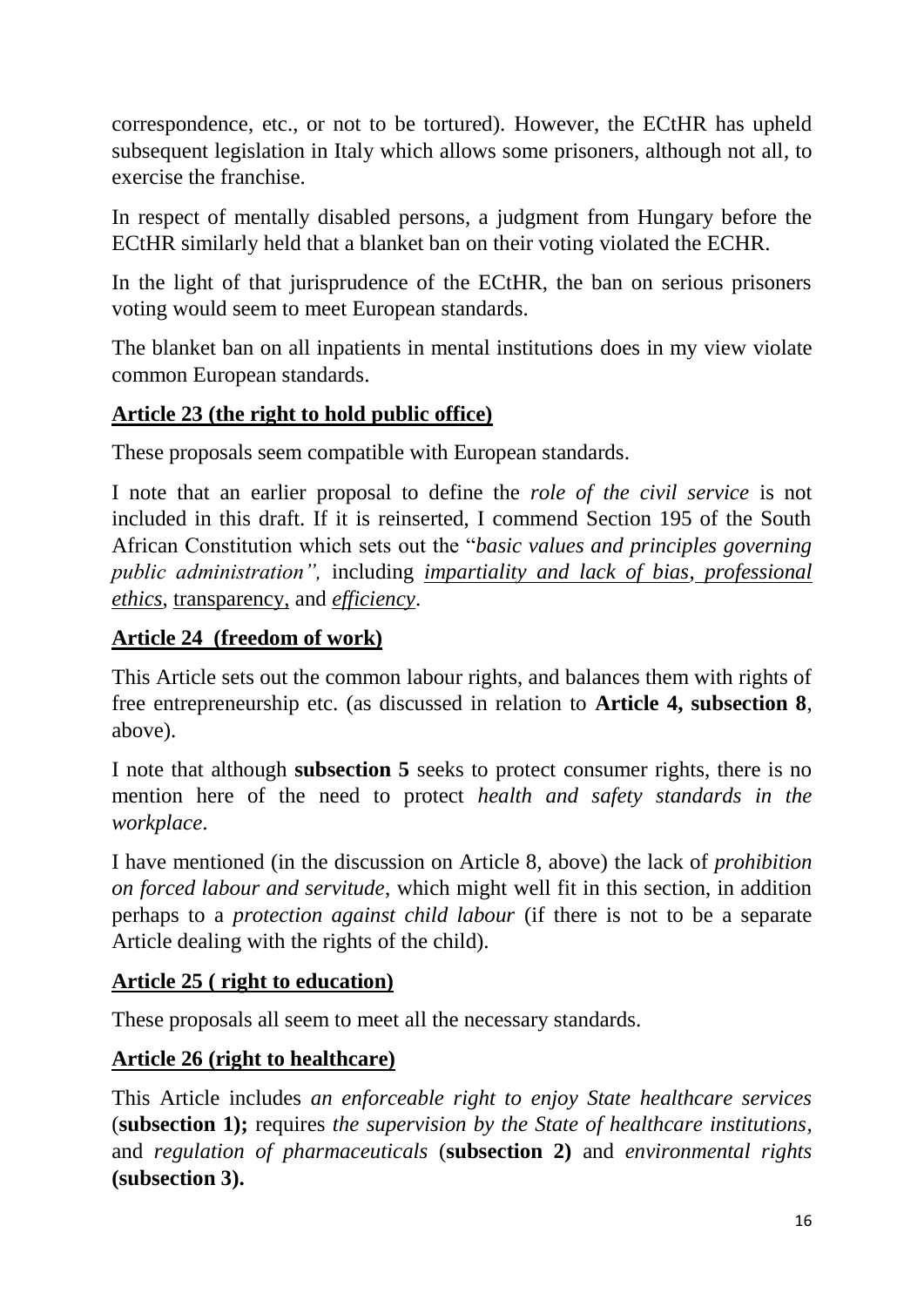correspondence, etc., or not to be tortured). However, the ECtHR has upheld subsequent legislation in Italy which allows some prisoners, although not all, to exercise the franchise.

In respect of mentally disabled persons, a judgment from Hungary before the ECtHR similarly held that a blanket ban on their voting violated the ECHR.

In the light of that jurisprudence of the ECtHR, the ban on serious prisoners voting would seem to meet European standards.

The blanket ban on all inpatients in mental institutions does in my view violate common European standards.

**Article 23 (the right to hold public office)**

These proposals seem compatible with European standards.

I note that an earlier proposal to define the *role of the civil service* is not included in this draft. If it is reinserted, I commend Section 195 of the South African Constitution which sets out the "*basic values and principles governing public administration",* including *impartiality and lack of bias, professional ethics*, transparency, and *efficiency*.

**Article 24 (freedom of work)**

This Article sets out the common labour rights, and balances them with rights of free entrepreneurship etc. (as discussed in relation to **Article 4, subsection 8**, above).

I note that although **subsection 5** seeks to protect consumer rights, there is no mention here of the need to protect *health and safety standards in the workplace*.

I have mentioned (in the discussion on Article 8, above) the lack of *prohibition on forced labour and servitude*, which might well fit in this section, in addition perhaps to a *protection against child labour* (if there is not to be a separate Article dealing with the rights of the child).

**Article 25 ( right to education)**

These proposals all seem to meet all the necessary standards.

**Article 26 (right to healthcare)**

This Article includes *an enforceable right to enjoy State healthcare services* (**subsection 1);** requires *the supervision by the State of healthcare institutions*, and *regulation of pharmaceuticals* (**subsection 2)** and *environmental rights* **(subsection 3).**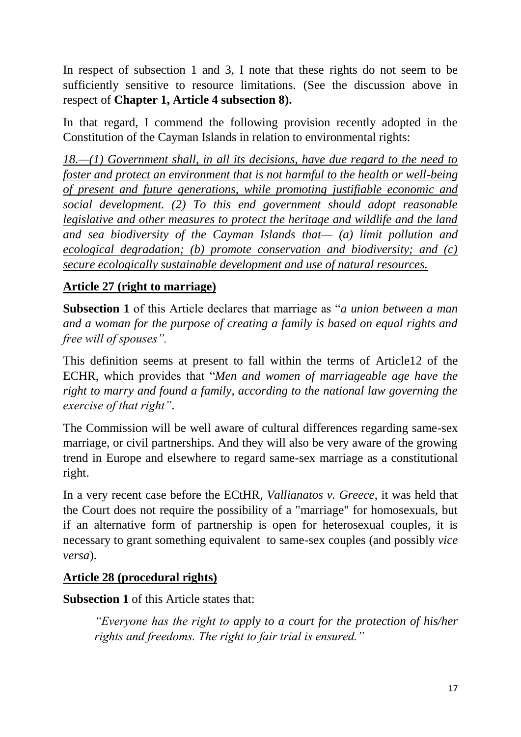In respect of subsection 1 and 3, I note that these rights do not seem to be sufficiently sensitive to resource limitations. (See the discussion above in respect of **Chapter 1, Article 4 subsection 8).**

In that regard, I commend the following provision recently adopted in the Constitution of the Cayman Islands in relation to environmental rights:

*18.—(1) Government shall, in all its decisions, have due regard to the need to foster and protect an environment that is not harmful to the health or well-being of present and future generations, while promoting justifiable economic and social development. (2) To this end government should adopt reasonable legislative and other measures to protect the heritage and wildlife and the land and sea biodiversity of the Cayman Islands that— (a) limit pollution and ecological degradation; (b) promote conservation and biodiversity; and (c) secure ecologically sustainable development and use of natural resources.*

**Article 27 (right to marriage)**

**Subsection 1** of this Article declares that marriage as "*a union between a man and a woman for the purpose of creating a family is based on equal rights and free will of spouses".*

This definition seems at present to fall within the terms of Article12 of the ECHR, which provides that "*Men and women of marriageable age have the right to marry and found a family, according to the national law governing the exercise of that right"*.

The Commission will be well aware of cultural differences regarding same-sex marriage, or civil partnerships. And they will also be very aware of the growing trend in Europe and elsewhere to regard same-sex marriage as a constitutional right.

In a very recent case before the ECtHR, *Vallianatos v. Greece*, it was held that the Court does not require the possibility of a "marriage" for homosexuals, but if an alternative form of partnership is open for heterosexual couples, it is necessary to grant something equivalent to same-sex couples (and possibly *vice versa*).

**Article 28 (procedural rights)**

**Subsection 1** of this Article states that:

> *"Everyone has the right to apply to a court for the protection of his/her rights and freedoms. The right to fair trial is ensured."*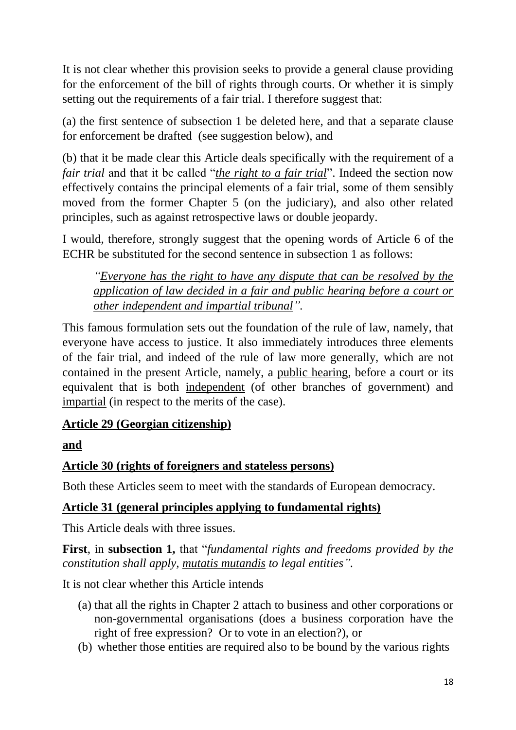It is not clear whether this provision seeks to provide a general clause providing for the enforcement of the bill of rights through courts. Or whether it is simply setting out the requirements of a fair trial. I therefore suggest that:

(a) the first sentence of subsection 1 be deleted here, and that a separate clause for enforcement be drafted (see suggestion below), and

(b) that it be made clear this Article deals specifically with the requirement of a *fair trial* and that it be called "*the right to a fair trial*". Indeed the section now effectively contains the principal elements of a fair trial, some of them sensibly moved from the former Chapter 5 (on the judiciary), and also other related principles, such as against retrospective laws or double jeopardy.

I would, therefore, strongly suggest that the opening words of Article 6 of the ECHR be substituted for the second sentence in subsection 1 as follows:

> *"Everyone has the right to have any dispute that can be resolved by the application of law decided in a fair and public hearing before a court or other independent and impartial tribunal".*

This famous formulation sets out the foundation of the rule of law, namely, that everyone have access to justice. It also immediately introduces three elements of the fair trial, and indeed of the rule of law more generally, which are not contained in the present Article, namely, a public hearing, before a court or its equivalent that is both independent (of other branches of government) and impartial (in respect to the merits of the case).

**Article 29 (Georgian citizenship)**

**and**

**Article 30 (rights of foreigners and stateless persons)**

Both these Articles seem to meet with the standards of European democracy.

**Article 31 (general principles applying to fundamental rights)**

This Article deals with three issues.

**First**, in **subsection 1,** that "*fundamental rights and freedoms provided by the constitution shall apply, mutatis mutandis to legal entities".*

It is not clear whether this Article intends

(a) that all the rights in Chapter 2 attach to business and other corporations or non-governmental organisations (does a business corporation have the right of free expression? Or to vote in an election?), or

(b) whether those entities are required also to be bound by the various rights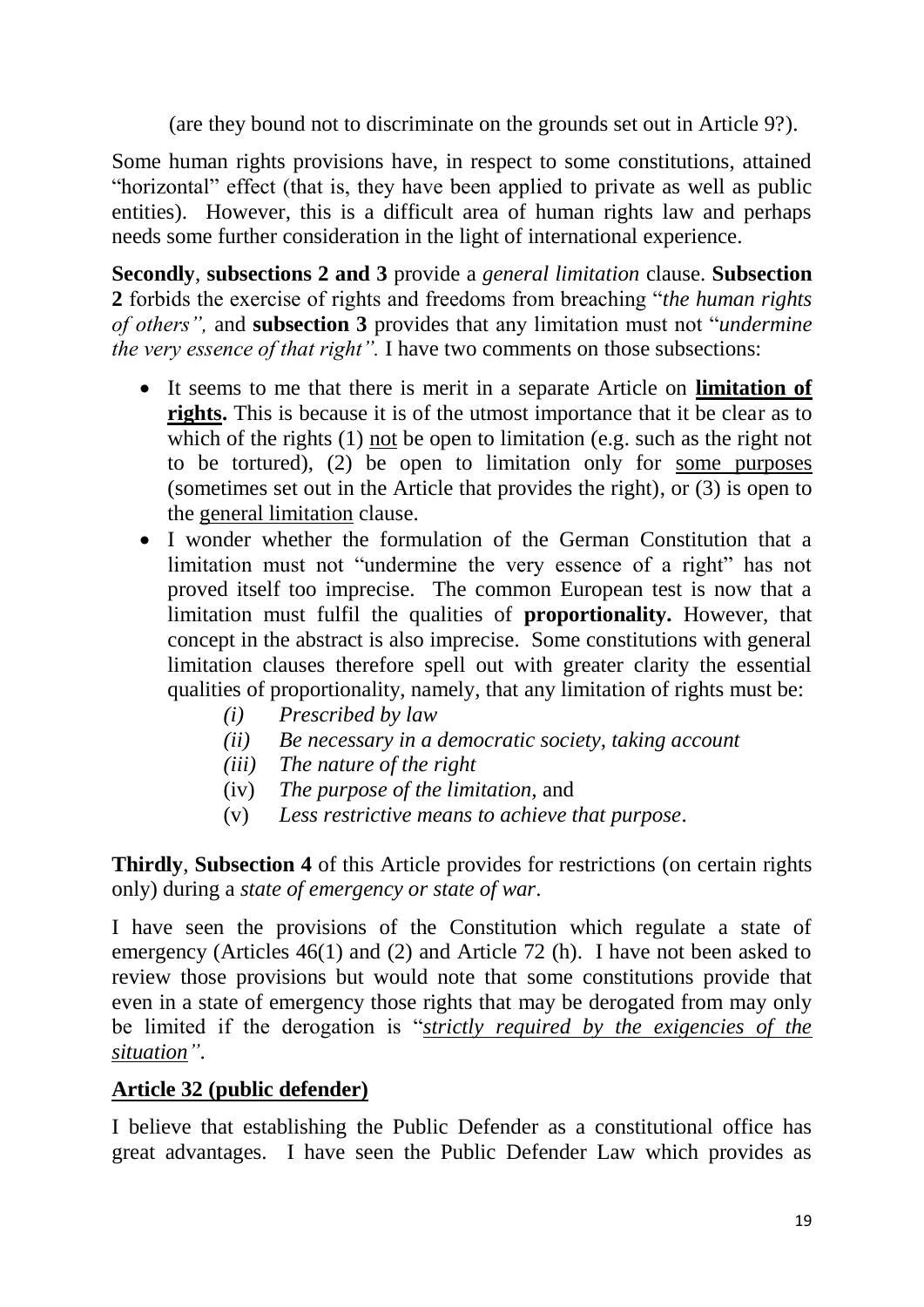(are they bound not to discriminate on the grounds set out in Article 9?).

Some human rights provisions have, in respect to some constitutions, attained "horizontal" effect (that is, they have been applied to private as well as public entities). However, this is a difficult area of human rights law and perhaps needs some further consideration in the light of international experience.

**Secondly**, **subsections 2 and 3** provide a *general limitation* clause. **Subsection 2** forbids the exercise of rights and freedoms from breaching "*the human rights of others",* and **subsection 3** provides that any limitation must not "*undermine the very essence of that right".* I have two comments on those subsections:

- It seems to me that there is merit in a separate Article on **limitation of rights.** This is because it is of the utmost importance that it be clear as to which of the rights (1) <u>not</u> be open to limitation (e.g. such as the right not to be tortured), (2) be open to limitation only for <u>some purposes</u> (sometimes set out in the Article that provides the right), or (3) is open to the <u>general limitation</u> clause.
- I wonder whether the formulation of the German Constitution that a limitation must not "undermine the very essence of a right" has not proved itself too imprecise. The common European test is now that a limitation must fulfil the qualities of **proportionality.** However, that concept in the abstract is also imprecise. Some constitutions with general limitation clauses therefore spell out with greater clarity the essential qualities of proportionality, namely, that any limitation of rights must be:
    - *(i) Prescribed by law*
    - *(ii) Be necessary in a democratic society, taking account*
    - *(iii) The nature of the right*
    - (iv) *The purpose of the limitation,* and
    - (v) *Less restrictive means to achieve that purpose*.

**Thirdly**, **Subsection 4** of this Article provides for restrictions (on certain rights only) during a *state of emergency or state of war*.

I have seen the provisions of the Constitution which regulate a state of emergency (Articles 46(1) and (2) and Article 72 (h). I have not been asked to review those provisions but would note that some constitutions provide that even in a state of emergency those rights that may be derogated from may only be limited if the derogation is "*<u>strictly required by the exigencies of the situation</u>"*.

## Article 32 (public defender)

I believe that establishing the Public Defender as a constitutional office has great advantages. I have seen the Public Defender Law which provides as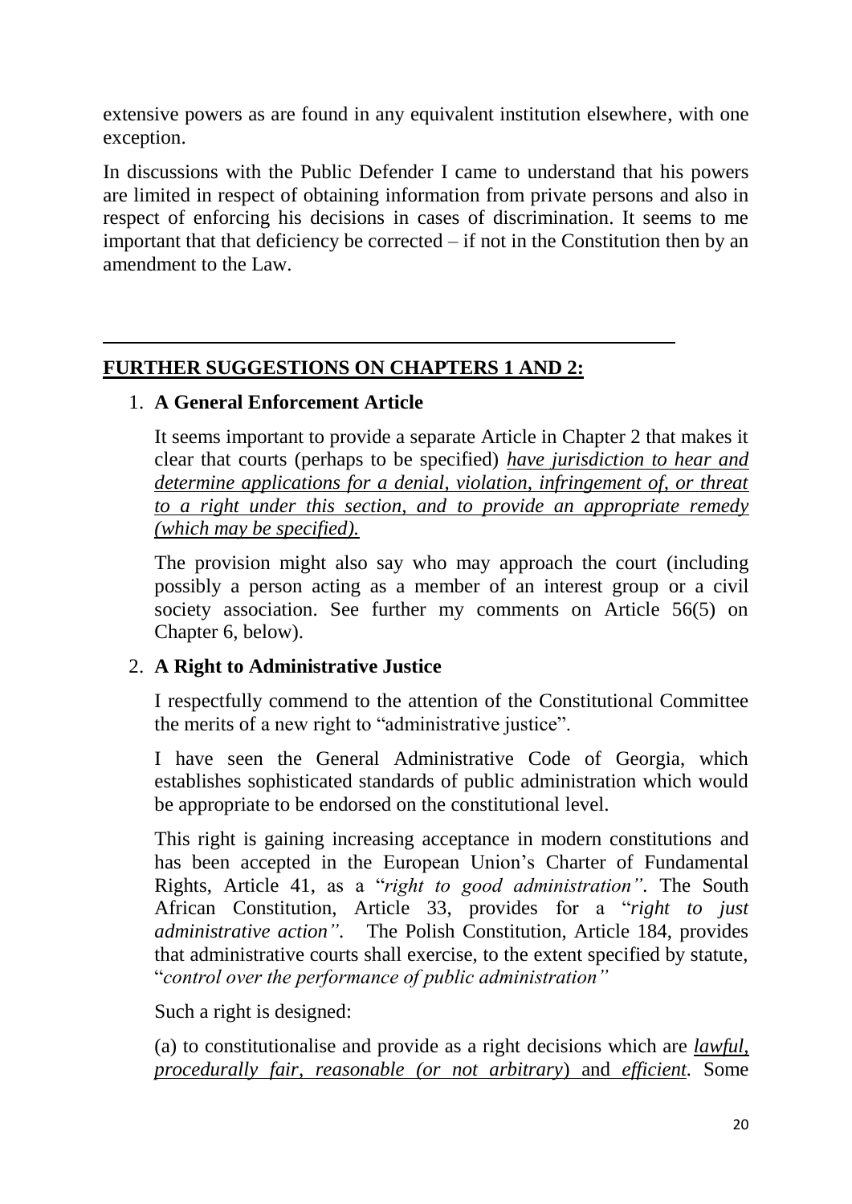extensive powers as are found in any equivalent institution elsewhere, with one exception.

In discussions with the Public Defender I came to understand that his powers are limited in respect of obtaining information from private persons and also in respect of enforcing his decisions in cases of discrimination. It seems to me important that that deficiency be corrected – if not in the Constitution then by an amendment to the Law.

---

## FURTHER SUGGESTIONS ON CHAPTERS 1 AND 2:

1. **A General Enforcement Article**

   It seems important to provide a separate Article in Chapter 2 that makes it clear that courts (perhaps to be specified) *have jurisdiction to hear and determine applications for a denial, violation, infringement of, or threat to a right under this section, and to provide an appropriate remedy (which may be specified).*

   The provision might also say who may approach the court (including possibly a person acting as a member of an interest group or a civil society association. See further my comments on Article 56(5) on Chapter 6, below).

2. **A Right to Administrative Justice**

   I respectfully commend to the attention of the Constitutional Committee the merits of a new right to "administrative justice".

   I have seen the General Administrative Code of Georgia, which establishes sophisticated standards of public administration which would be appropriate to be endorsed on the constitutional level.

   This right is gaining increasing acceptance in modern constitutions and has been accepted in the European Union's Charter of Fundamental Rights, Article 41, as a "*right to good administration"*. The South African Constitution, Article 33, provides for a "*right to just administrative action"*. The Polish Constitution, Article 184, provides that administrative courts shall exercise, to the extent specified by statute, "*control over the performance of public administration"*

   Such a right is designed:

   (a) to constitutionalise and provide as a right decisions which are *lawful, procedurally fair, reasonable (or not arbitrary*) and *efficient.* Some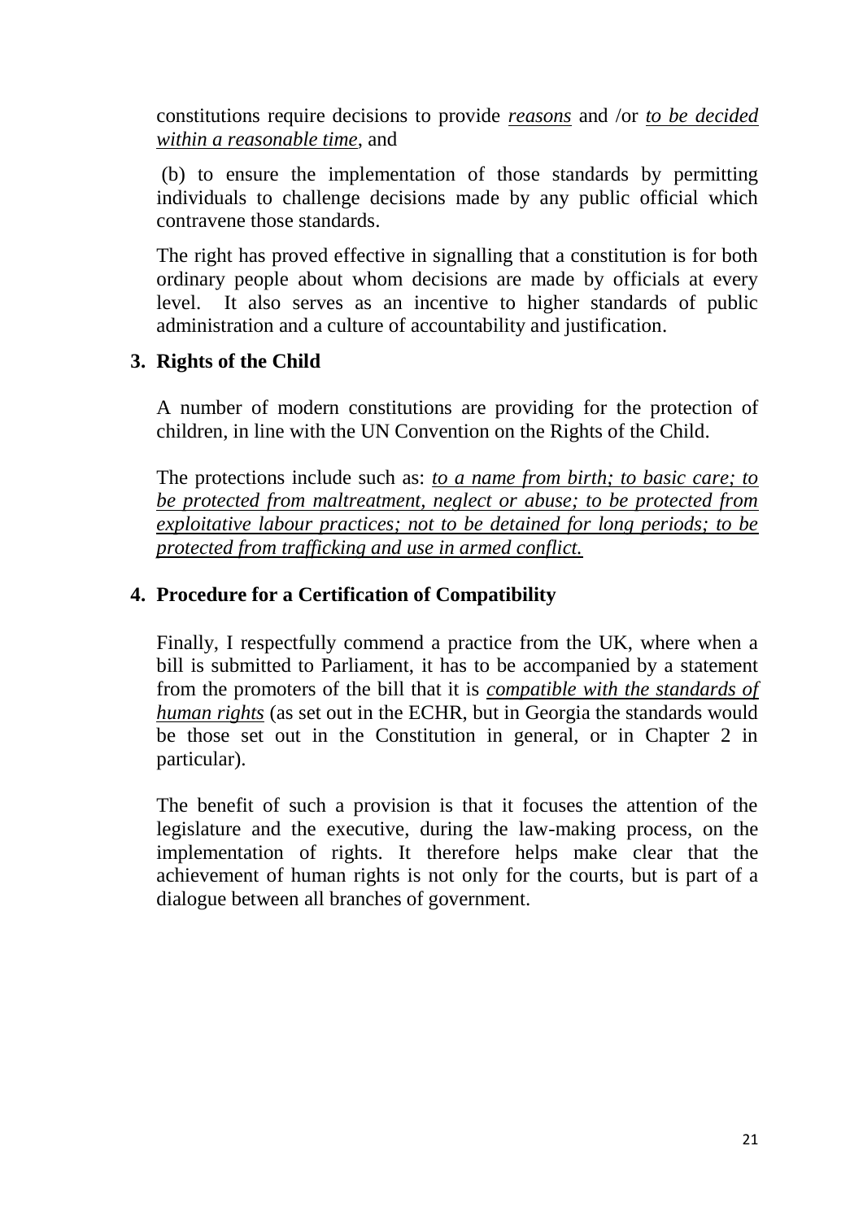constitutions require decisions to provide *reasons* and /or *to be decided within a reasonable time*, and

(b) to ensure the implementation of those standards by permitting individuals to challenge decisions made by any public official which contravene those standards.

The right has proved effective in signalling that a constitution is for both ordinary people about whom decisions are made by officials at every level. It also serves as an incentive to higher standards of public administration and a culture of accountability and justification.

## 3. Rights of the Child

A number of modern constitutions are providing for the protection of children, in line with the UN Convention on the Rights of the Child.

The protections include such as: *to a name from birth; to basic care; to be protected from maltreatment, neglect or abuse; to be protected from exploitative labour practices; not to be detained for long periods; to be protected from trafficking and use in armed conflict.*

## 4. Procedure for a Certification of Compatibility

Finally, I respectfully commend a practice from the UK, where when a bill is submitted to Parliament, it has to be accompanied by a statement from the promoters of the bill that it is *compatible with the standards of human rights* (as set out in the ECHR, but in Georgia the standards would be those set out in the Constitution in general, or in Chapter 2 in particular).

The benefit of such a provision is that it focuses the attention of the legislature and the executive, during the law-making process, on the implementation of rights. It therefore helps make clear that the achievement of human rights is not only for the courts, but is part of a dialogue between all branches of government.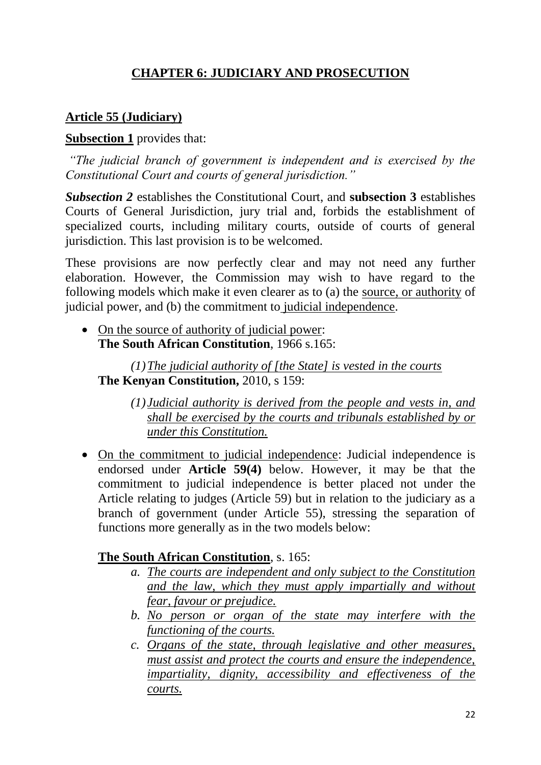## CHAPTER 6: JUDICIARY AND PROSECUTION

### Article 55 (Judiciary)

**Subsection 1** provides that:

*"The judicial branch of government is independent and is exercised by the Constitutional Court and courts of general jurisdiction."*

***Subsection 2*** establishes the Constitutional Court, and **subsection 3** establishes Courts of General Jurisdiction, jury trial and, forbids the establishment of specialized courts, including military courts, outside of courts of general jurisdiction. This last provision is to be welcomed.

These provisions are now perfectly clear and may not need any further elaboration. However, the Commission may wish to have regard to the following models which make it even clearer as to (a) the source, or authority of judicial power, and (b) the commitment to judicial independence.

- On the source of authority of judicial power:
  **The South African Constitution**, 1966 s.165:

  *(1) The judicial authority of [the State] is vested in the courts*

  **The Kenyan Constitution,** 2010, s 159:

  *(1) Judicial authority is derived from the people and vests in, and shall be exercised by the courts and tribunals established by or under this Constitution.*

- On the commitment to judicial independence: Judicial independence is endorsed under **Article 59(4)** below. However, it may be that the commitment to judicial independence is better placed not under the Article relating to judges (Article 59) but in relation to the judiciary as a branch of government (under Article 55), stressing the separation of functions more generally as in the two models below:

  **The South African Constitution**, s. 165:

  a. *The courts are independent and only subject to the Constitution and the law, which they must apply impartially and without fear, favour or prejudice.*
  b. *No person or organ of the state may interfere with the functioning of the courts.*
  c. *Organs of the state, through legislative and other measures, must assist and protect the courts and ensure the independence, impartiality, dignity, accessibility and effectiveness of the courts.*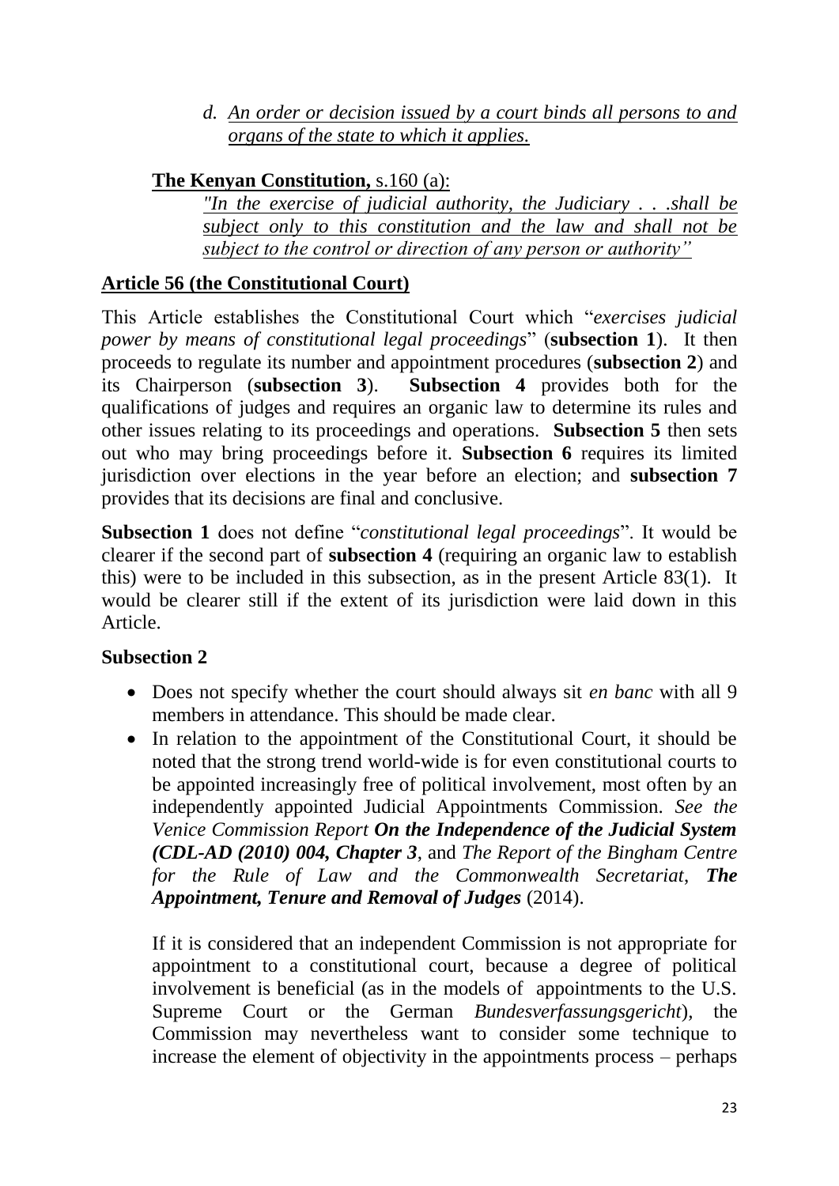*d. An order or decision issued by a court binds all persons to and organs of the state to which it applies.*

**The Kenyan Constitution,** s.160 (a):

*"In the exercise of judicial authority, the Judiciary . . .shall be subject only to this constitution and the law and shall not be subject to the control or direction of any person or authority"*

## Article 56 (the Constitutional Court)

This Article establishes the Constitutional Court which "*exercises judicial power by means of constitutional legal proceedings*" (**subsection 1**). It then proceeds to regulate its number and appointment procedures (**subsection 2**) and its Chairperson (**subsection 3**). **Subsection 4** provides both for the qualifications of judges and requires an organic law to determine its rules and other issues relating to its proceedings and operations. **Subsection 5** then sets out who may bring proceedings before it. **Subsection 6** requires its limited jurisdiction over elections in the year before an election; and **subsection 7** provides that its decisions are final and conclusive.

**Subsection 1** does not define "*constitutional legal proceedings*". It would be clearer if the second part of **subsection 4** (requiring an organic law to establish this) were to be included in this subsection, as in the present Article 83(1). It would be clearer still if the extent of its jurisdiction were laid down in this Article.

**Subsection 2**

- Does not specify whether the court should always sit *en banc* with all 9 members in attendance. This should be made clear.
- In relation to the appointment of the Constitutional Court, it should be noted that the strong trend world-wide is for even constitutional courts to be appointed increasingly free of political involvement, most often by an independently appointed Judicial Appointments Commission. *See the Venice Commission Report **On the Independence of the Judicial System (CDL-AD (2010) 004, Chapter 3***, and *The Report of the Bingham Centre for the Rule of Law and the Commonwealth Secretariat, **The Appointment, Tenure and Removal of Judges*** (2014).

  If it is considered that an independent Commission is not appropriate for appointment to a constitutional court, because a degree of political involvement is beneficial (as in the models of appointments to the U.S. Supreme Court or the German *Bundesverfassungsgericht*), the Commission may nevertheless want to consider some technique to increase the element of objectivity in the appointments process – perhaps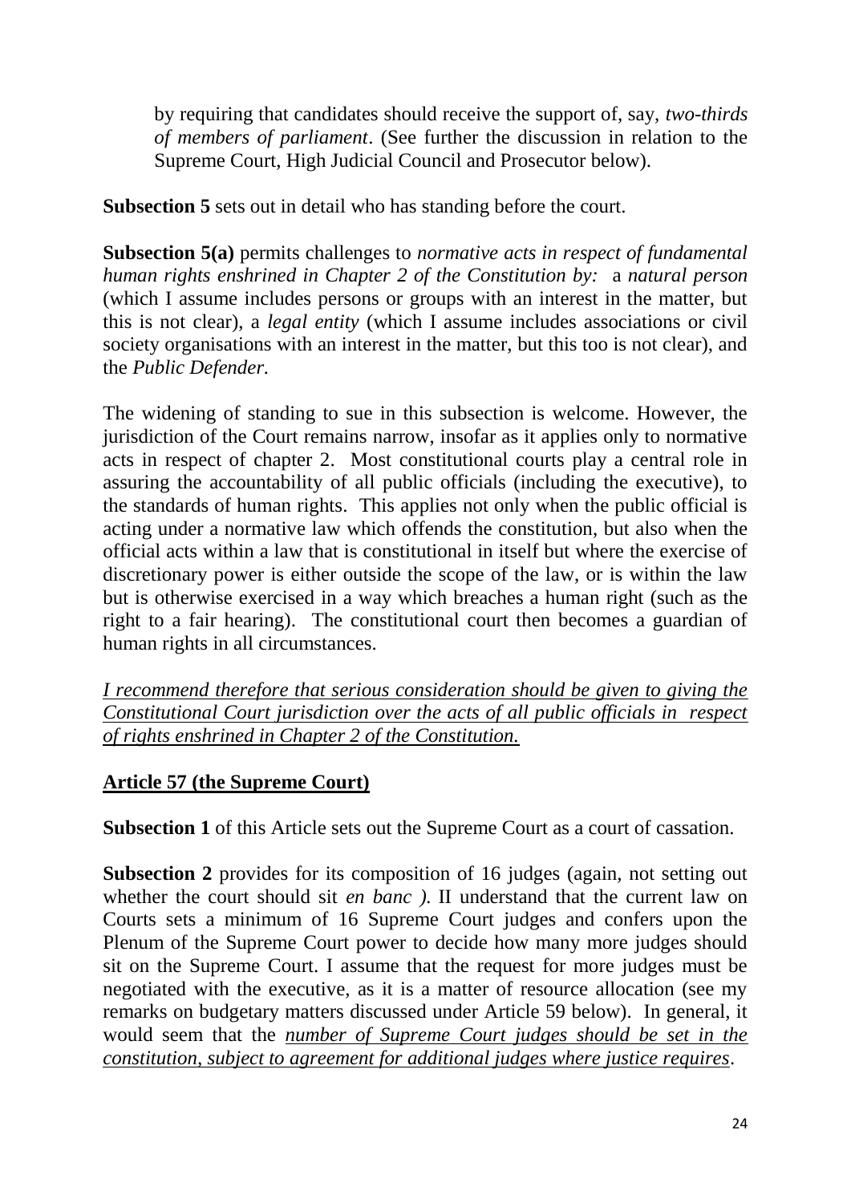by requiring that candidates should receive the support of, say, *two-thirds of members of parliament*. (See further the discussion in relation to the Supreme Court, High Judicial Council and Prosecutor below).

**Subsection 5** sets out in detail who has standing before the court.

**Subsection 5(a)** permits challenges to *normative acts in respect of fundamental human rights enshrined in Chapter 2 of the Constitution by:* a *natural person* (which I assume includes persons or groups with an interest in the matter, but this is not clear), a *legal entity* (which I assume includes associations or civil society organisations with an interest in the matter, but this too is not clear), and the *Public Defender.*

The widening of standing to sue in this subsection is welcome. However, the jurisdiction of the Court remains narrow, insofar as it applies only to normative acts in respect of chapter 2. Most constitutional courts play a central role in assuring the accountability of all public officials (including the executive), to the standards of human rights. This applies not only when the public official is acting under a normative law which offends the constitution, but also when the official acts within a law that is constitutional in itself but where the exercise of discretionary power is either outside the scope of the law, or is within the law but is otherwise exercised in a way which breaches a human right (such as the right to a fair hearing). The constitutional court then becomes a guardian of human rights in all circumstances.

<u>*I recommend therefore that serious consideration should be given to giving the Constitutional Court jurisdiction over the acts of all public officials in respect of rights enshrined in Chapter 2 of the Constitution.*</u>

## <u>Article 57 (the Supreme Court)</u>

**Subsection 1** of this Article sets out the Supreme Court as a court of cassation.

**Subsection 2** provides for its composition of 16 judges (again, not setting out whether the court should sit *en banc )*. II understand that the current law on Courts sets a minimum of 16 Supreme Court judges and confers upon the Plenum of the Supreme Court power to decide how many more judges should sit on the Supreme Court. I assume that the request for more judges must be negotiated with the executive, as it is a matter of resource allocation (see my remarks on budgetary matters discussed under Article 59 below). In general, it would seem that the <u>*number of Supreme Court judges should be set in the constitution, subject to agreement for additional judges where justice requires*</u>.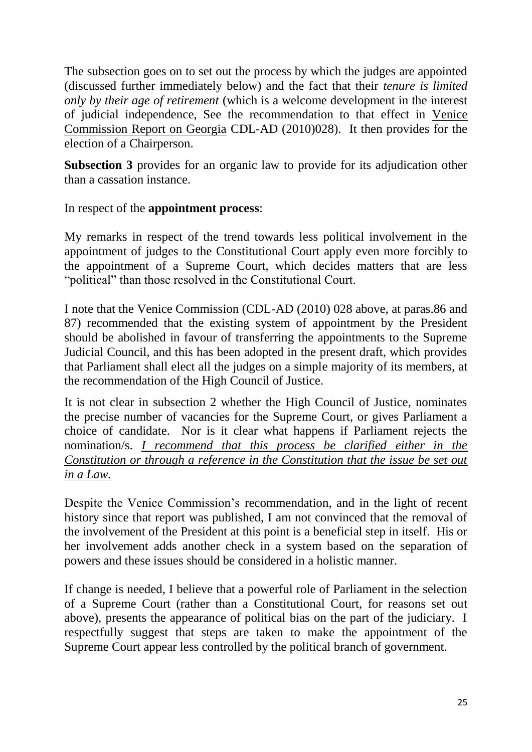The subsection goes on to set out the process by which the judges are appointed (discussed further immediately below) and the fact that their *tenure is limited only by their age of retirement* (which is a welcome development in the interest of judicial independence, See the recommendation to that effect in Venice Commission Report on Georgia CDL-AD (2010)028). It then provides for the election of a Chairperson.

**Subsection 3** provides for an organic law to provide for its adjudication other than a cassation instance.

In respect of the **appointment process**:

My remarks in respect of the trend towards less political involvement in the appointment of judges to the Constitutional Court apply even more forcibly to the appointment of a Supreme Court, which decides matters that are less "political" than those resolved in the Constitutional Court.

I note that the Venice Commission (CDL-AD (2010) 028 above, at paras.86 and 87) recommended that the existing system of appointment by the President should be abolished in favour of transferring the appointments to the Supreme Judicial Council, and this has been adopted in the present draft, which provides that Parliament shall elect all the judges on a simple majority of its members, at the recommendation of the High Council of Justice.

It is not clear in subsection 2 whether the High Council of Justice, nominates the precise number of vacancies for the Supreme Court, or gives Parliament a choice of candidate. Nor is it clear what happens if Parliament rejects the nomination/s. *I recommend that this process be clarified either in the Constitution or through a reference in the Constitution that the issue be set out in a Law.*

Despite the Venice Commission's recommendation, and in the light of recent history since that report was published, I am not convinced that the removal of the involvement of the President at this point is a beneficial step in itself. His or her involvement adds another check in a system based on the separation of powers and these issues should be considered in a holistic manner.

If change is needed, I believe that a powerful role of Parliament in the selection of a Supreme Court (rather than a Constitutional Court, for reasons set out above), presents the appearance of political bias on the part of the judiciary. I respectfully suggest that steps are taken to make the appointment of the Supreme Court appear less controlled by the political branch of government.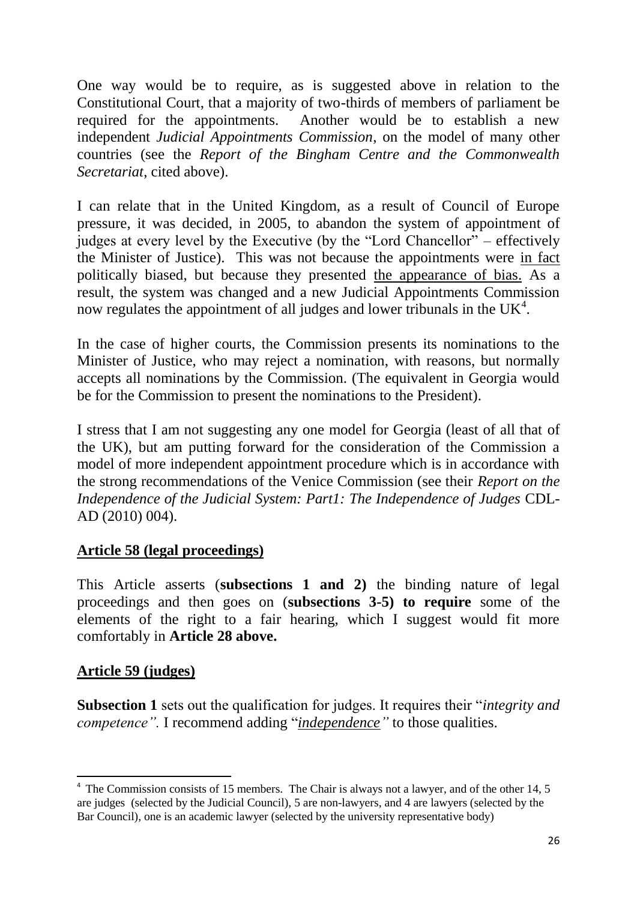One way would be to require, as is suggested above in relation to the Constitutional Court, that a majority of two-thirds of members of parliament be required for the appointments. Another would be to establish a new independent *Judicial Appointments Commission*, on the model of many other countries (see the *Report of the Bingham Centre and the Commonwealth Secretariat*, cited above).

I can relate that in the United Kingdom, as a result of Council of Europe pressure, it was decided, in 2005, to abandon the system of appointment of judges at every level by the Executive (by the "Lord Chancellor" – effectively the Minister of Justice). This was not because the appointments were <u>in fact</u> politically biased, but because they presented <u>the appearance of bias.</u> As a result, the system was changed and a new Judicial Appointments Commission now regulates the appointment of all judges and lower tribunals in the UK[4].

In the case of higher courts, the Commission presents its nominations to the Minister of Justice, who may reject a nomination, with reasons, but normally accepts all nominations by the Commission. (The equivalent in Georgia would be for the Commission to present the nominations to the President).

I stress that I am not suggesting any one model for Georgia (least of all that of the UK), but am putting forward for the consideration of the Commission a model of more independent appointment procedure which is in accordance with the strong recommendations of the Venice Commission (see their *Report on the Independence of the Judicial System: Part1: The Independence of Judges* CDL-AD (2010) 004).

## <u>Article 58 (legal proceedings)</u>

This Article asserts (**subsections 1 and 2)** the binding nature of legal proceedings and then goes on (**subsections 3-5) to require** some of the elements of the right to a fair hearing, which I suggest would fit more comfortably in **Article 28 above.**

## <u>Article 59 (judges)</u>

**Subsection 1** sets out the qualification for judges. It requires their "*integrity and competence".* I recommend adding "*<u>independence</u>"* to those qualities.

---

[4] The Commission consists of 15 members. The Chair is always not a lawyer, and of the other 14, 5 are judges (selected by the Judicial Council), 5 are non-lawyers, and 4 are lawyers (selected by the Bar Council), one is an academic lawyer (selected by the university representative body)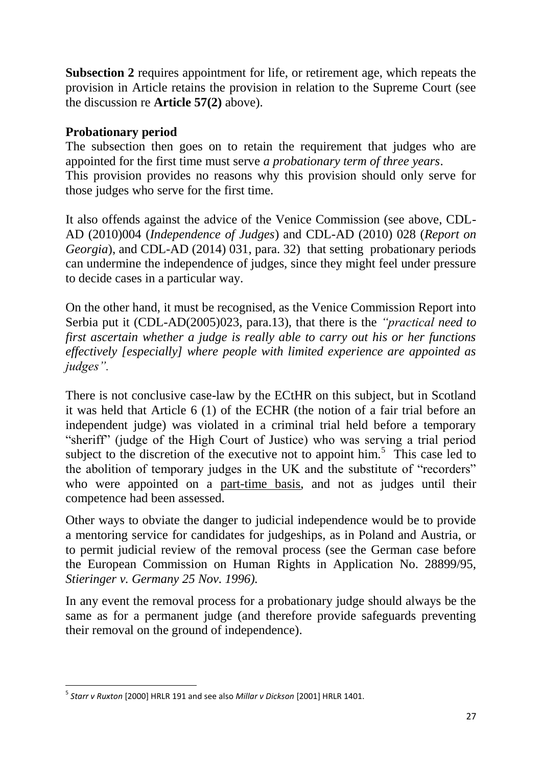**Subsection 2** requires appointment for life, or retirement age, which repeats the provision in Article retains the provision in relation to the Supreme Court (see the discussion re **Article 57(2)** above).

**Probationary period**

The subsection then goes on to retain the requirement that judges who are appointed for the first time must serve *a probationary term of three years*.
This provision provides no reasons why this provision should only serve for those judges who serve for the first time.

It also offends against the advice of the Venice Commission (see above, CDL-AD (2010)004 (*Independence of Judges*) and CDL-AD (2010) 028 (*Report on Georgia*), and CDL-AD (2014) 031, para. 32) that setting probationary periods can undermine the independence of judges, since they might feel under pressure to decide cases in a particular way.

On the other hand, it must be recognised, as the Venice Commission Report into Serbia put it (CDL-AD(2005)023, para.13), that there is the *"practical need to first ascertain whether a judge is really able to carry out his or her functions effectively [especially] where people with limited experience are appointed as judges".*

There is not conclusive case-law by the ECtHR on this subject, but in Scotland it was held that Article 6 (1) of the ECHR (the notion of a fair trial before an independent judge) was violated in a criminal trial held before a temporary "sheriff" (judge of the High Court of Justice) who was serving a trial period subject to the discretion of the executive not to appoint him.[5] This case led to the abolition of temporary judges in the UK and the substitute of "recorders" who were appointed on a part-time basis, and not as judges until their competence had been assessed.

Other ways to obviate the danger to judicial independence would be to provide a mentoring service for candidates for judgeships, as in Poland and Austria, or to permit judicial review of the removal process (see the German case before the European Commission on Human Rights in Application No. 28899/95, *Stieringer v. Germany 25 Nov. 1996).*

In any event the removal process for a probationary judge should always be the same as for a permanent judge (and therefore provide safeguards preventing their removal on the ground of independence).

---

[5] *Starr v Ruxton* [2000] HRLR 191 and see also *Millar v Dickson* [2001] HRLR 1401.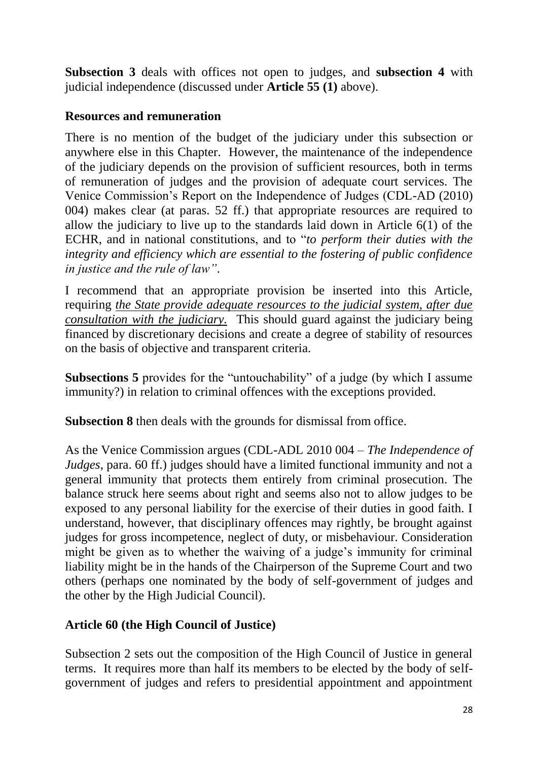**Subsection 3** deals with offices not open to judges, and **subsection 4** with judicial independence (discussed under **Article 55 (1)** above).

**Resources and remuneration**

There is no mention of the budget of the judiciary under this subsection or anywhere else in this Chapter. However, the maintenance of the independence of the judiciary depends on the provision of sufficient resources, both in terms of remuneration of judges and the provision of adequate court services. The Venice Commission's Report on the Independence of Judges (CDL-AD (2010) 004) makes clear (at paras. 52 ff.) that appropriate resources are required to allow the judiciary to live up to the standards laid down in Article 6(1) of the ECHR, and in national constitutions, and to "*to perform their duties with the integrity and efficiency which are essential to the fostering of public confidence in justice and the rule of law"*.

I recommend that an appropriate provision be inserted into this Article, requiring *the State provide adequate resources to the judicial system, after due consultation with the judiciary.* This should guard against the judiciary being financed by discretionary decisions and create a degree of stability of resources on the basis of objective and transparent criteria.

**Subsections 5** provides for the "untouchability" of a judge (by which I assume immunity?) in relation to criminal offences with the exceptions provided.

**Subsection 8** then deals with the grounds for dismissal from office.

As the Venice Commission argues (CDL-ADL 2010 004 – *The Independence of Judges*, para. 60 ff.) judges should have a limited functional immunity and not a general immunity that protects them entirely from criminal prosecution. The balance struck here seems about right and seems also not to allow judges to be exposed to any personal liability for the exercise of their duties in good faith. I understand, however, that disciplinary offences may rightly, be brought against judges for gross incompetence, neglect of duty, or misbehaviour. Consideration might be given as to whether the waiving of a judge's immunity for criminal liability might be in the hands of the Chairperson of the Supreme Court and two others (perhaps one nominated by the body of self-government of judges and the other by the High Judicial Council).

**Article 60 (the High Council of Justice)**

Subsection 2 sets out the composition of the High Council of Justice in general terms. It requires more than half its members to be elected by the body of self-government of judges and refers to presidential appointment and appointment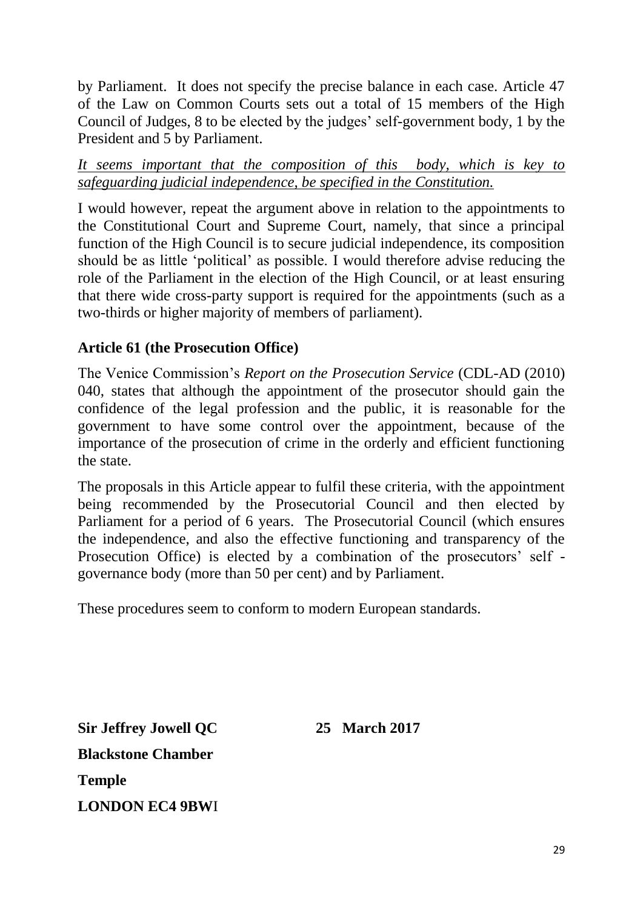by Parliament. It does not specify the precise balance in each case. Article 47 of the Law on Common Courts sets out a total of 15 members of the High Council of Judges, 8 to be elected by the judges' self-government body, 1 by the President and 5 by Parliament.

*<u>It seems important that the composition of this body, which is key to safeguarding judicial independence, be specified in the Constitution.</u>*

I would however, repeat the argument above in relation to the appointments to the Constitutional Court and Supreme Court, namely, that since a principal function of the High Council is to secure judicial independence, its composition should be as little 'political' as possible. I would therefore advise reducing the role of the Parliament in the election of the High Council, or at least ensuring that there wide cross-party support is required for the appointments (such as a two-thirds or higher majority of members of parliament).

**Article 61 (the Prosecution Office)**

The Venice Commission's *Report on the Prosecution Service* (CDL-AD (2010) 040, states that although the appointment of the prosecutor should gain the confidence of the legal profession and the public, it is reasonable for the government to have some control over the appointment, because of the importance of the prosecution of crime in the orderly and efficient functioning the state.

The proposals in this Article appear to fulfil these criteria, with the appointment being recommended by the Prosecutorial Council and then elected by Parliament for a period of 6 years. The Prosecutorial Council (which ensures the independence, and also the effective functioning and transparency of the Prosecution Office) is elected by a combination of the prosecutors' self - governance body (more than 50 per cent) and by Parliament.

These procedures seem to conform to modern European standards.

**Sir Jeffrey Jowell QC** **25 March 2017**

**Blackstone Chamber**

**Temple**

**LONDON EC4 9BW**I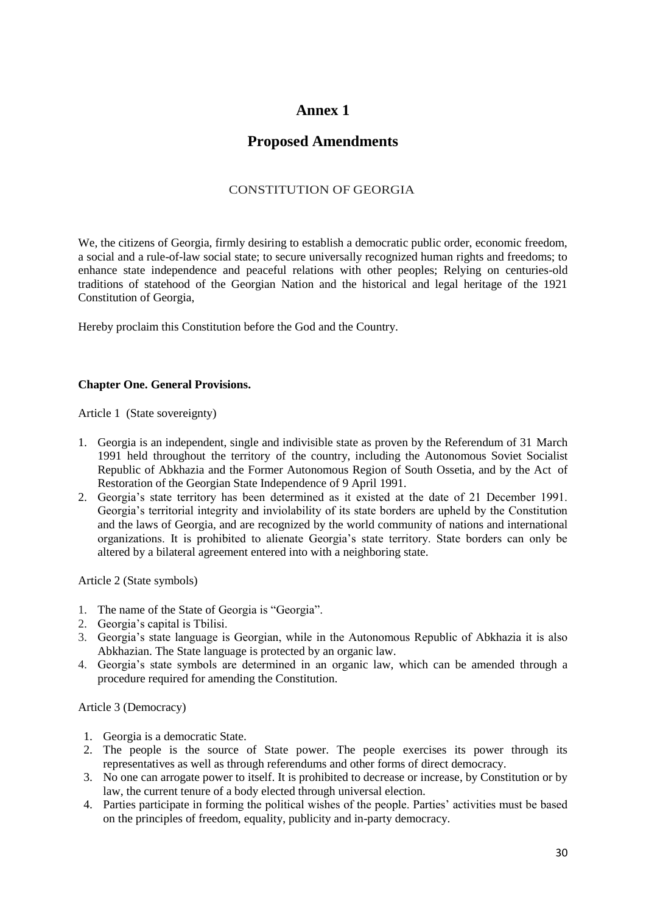# Annex 1

## Proposed Amendments

CONSTITUTION OF GEORGIA

We, the citizens of Georgia, firmly desiring to establish a democratic public order, economic freedom, a social and a rule-of-law social state; to secure universally recognized human rights and freedoms; to enhance state independence and peaceful relations with other peoples; Relying on centuries-old traditions of statehood of the Georgian Nation and the historical and legal heritage of the 1921 Constitution of Georgia,

Hereby proclaim this Constitution before the God and the Country.

**Chapter One. General Provisions.**

Article 1 (State sovereignty)

1. Georgia is an independent, single and indivisible state as proven by the Referendum of 31 March 1991 held throughout the territory of the country, including the Autonomous Soviet Socialist Republic of Abkhazia and the Former Autonomous Region of South Ossetia, and by the Act of Restoration of the Georgian State Independence of 9 April 1991.
2. Georgia's state territory has been determined as it existed at the date of 21 December 1991. Georgia's territorial integrity and inviolability of its state borders are upheld by the Constitution and the laws of Georgia, and are recognized by the world community of nations and international organizations. It is prohibited to alienate Georgia's state territory. State borders can only be altered by a bilateral agreement entered into with a neighboring state.

Article 2 (State symbols)

1. The name of the State of Georgia is "Georgia".
2. Georgia's capital is Tbilisi.
3. Georgia's state language is Georgian, while in the Autonomous Republic of Abkhazia it is also Abkhazian. The State language is protected by an organic law.
4. Georgia's state symbols are determined in an organic law, which can be amended through a procedure required for amending the Constitution.

Article 3 (Democracy)

1. Georgia is a democratic State.
2. The people is the source of State power. The people exercises its power through its representatives as well as through referendums and other forms of direct democracy.
3. No one can arrogate power to itself. It is prohibited to decrease or increase, by Constitution or by law, the current tenure of a body elected through universal election.
4. Parties participate in forming the political wishes of the people. Parties' activities must be based on the principles of freedom, equality, publicity and in-party democracy.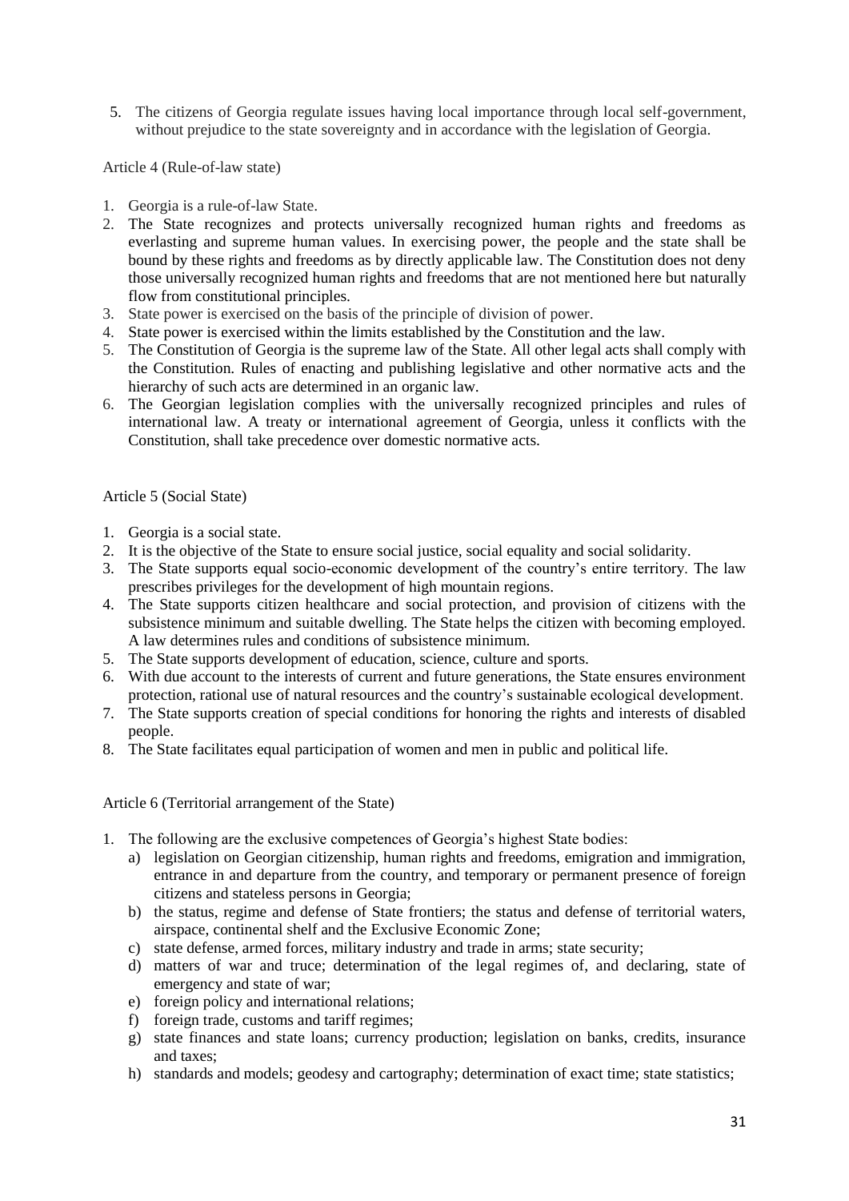5. The citizens of Georgia regulate issues having local importance through local self-government, without prejudice to the state sovereignty and in accordance with the legislation of Georgia.

Article 4 (Rule-of-law state)

1. Georgia is a rule-of-law State.
2. The State recognizes and protects universally recognized human rights and freedoms as everlasting and supreme human values. In exercising power, the people and the state shall be bound by these rights and freedoms as by directly applicable law. The Constitution does not deny those universally recognized human rights and freedoms that are not mentioned here but naturally flow from constitutional principles.
3. State power is exercised on the basis of the principle of division of power.
4. State power is exercised within the limits established by the Constitution and the law.
5. The Constitution of Georgia is the supreme law of the State. All other legal acts shall comply with the Constitution. Rules of enacting and publishing legislative and other normative acts and the hierarchy of such acts are determined in an organic law.
6. The Georgian legislation complies with the universally recognized principles and rules of international law. A treaty or international agreement of Georgia, unless it conflicts with the Constitution, shall take precedence over domestic normative acts.

Article 5 (Social State)

1. Georgia is a social state.
2. It is the objective of the State to ensure social justice, social equality and social solidarity.
3. The State supports equal socio-economic development of the country's entire territory. The law prescribes privileges for the development of high mountain regions.
4. The State supports citizen healthcare and social protection, and provision of citizens with the subsistence minimum and suitable dwelling. The State helps the citizen with becoming employed. A law determines rules and conditions of subsistence minimum.
5. The State supports development of education, science, culture and sports.
6. With due account to the interests of current and future generations, the State ensures environment protection, rational use of natural resources and the country's sustainable ecological development.
7. The State supports creation of special conditions for honoring the rights and interests of disabled people.
8. The State facilitates equal participation of women and men in public and political life.

Article 6 (Territorial arrangement of the State)

1. The following are the exclusive competences of Georgia's highest State bodies:
   a) legislation on Georgian citizenship, human rights and freedoms, emigration and immigration, entrance in and departure from the country, and temporary or permanent presence of foreign citizens and stateless persons in Georgia;
   b) the status, regime and defense of State frontiers; the status and defense of territorial waters, airspace, continental shelf and the Exclusive Economic Zone;
   c) state defense, armed forces, military industry and trade in arms; state security;
   d) matters of war and truce; determination of the legal regimes of, and declaring, state of emergency and state of war;
   e) foreign policy and international relations;
   f) foreign trade, customs and tariff regimes;
   g) state finances and state loans; currency production; legislation on banks, credits, insurance and taxes;
   h) standards and models; geodesy and cartography; determination of exact time; state statistics;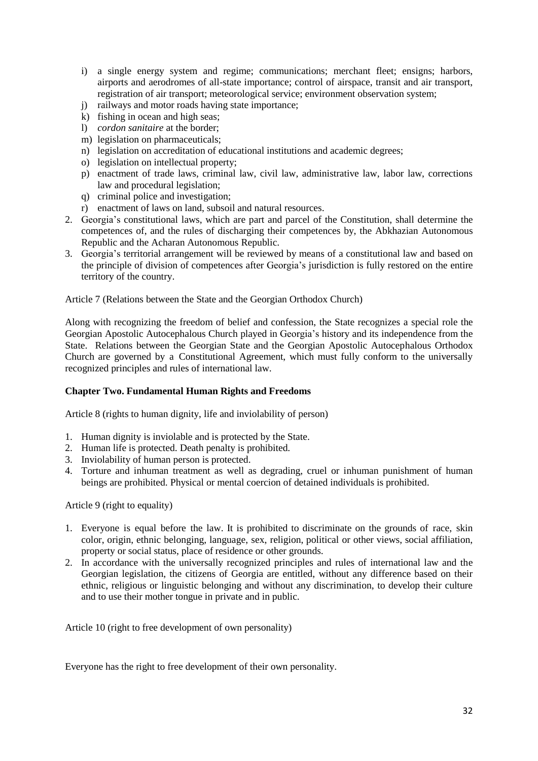i) a single energy system and regime; communications; merchant fleet; ensigns; harbors, airports and aerodromes of all-state importance; control of airspace, transit and air transport, registration of air transport; meteorological service; environment observation system;
j) railways and motor roads having state importance;
k) fishing in ocean and high seas;
l) *cordon sanitaire* at the border;
m) legislation on pharmaceuticals;
n) legislation on accreditation of educational institutions and academic degrees;
o) legislation on intellectual property;
p) enactment of trade laws, criminal law, civil law, administrative law, labor law, corrections law and procedural legislation;
q) criminal police and investigation;
r) enactment of laws on land, subsoil and natural resources.

2. Georgia's constitutional laws, which are part and parcel of the Constitution, shall determine the competences of, and the rules of discharging their competences by, the Abkhazian Autonomous Republic and the Acharan Autonomous Republic.
3. Georgia's territorial arrangement will be reviewed by means of a constitutional law and based on the principle of division of competences after Georgia's jurisdiction is fully restored on the entire territory of the country.

Article 7 (Relations between the State and the Georgian Orthodox Church)

Along with recognizing the freedom of belief and confession, the State recognizes a special role the Georgian Apostolic Autocephalous Church played in Georgia's history and its independence from the State. Relations between the Georgian State and the Georgian Apostolic Autocephalous Orthodox Church are governed by a Constitutional Agreement, which must fully conform to the universally recognized principles and rules of international law.

**Chapter Two. Fundamental Human Rights and Freedoms**

Article 8 (rights to human dignity, life and inviolability of person)

1. Human dignity is inviolable and is protected by the State.
2. Human life is protected. Death penalty is prohibited.
3. Inviolability of human person is protected.
4. Torture and inhuman treatment as well as degrading, cruel or inhuman punishment of human beings are prohibited. Physical or mental coercion of detained individuals is prohibited.

Article 9 (right to equality)

1. Everyone is equal before the law. It is prohibited to discriminate on the grounds of race, skin color, origin, ethnic belonging, language, sex, religion, political or other views, social affiliation, property or social status, place of residence or other grounds.
2. In accordance with the universally recognized principles and rules of international law and the Georgian legislation, the citizens of Georgia are entitled, without any difference based on their ethnic, religious or linguistic belonging and without any discrimination, to develop their culture and to use their mother tongue in private and in public.

Article 10 (right to free development of own personality)

Everyone has the right to free development of their own personality.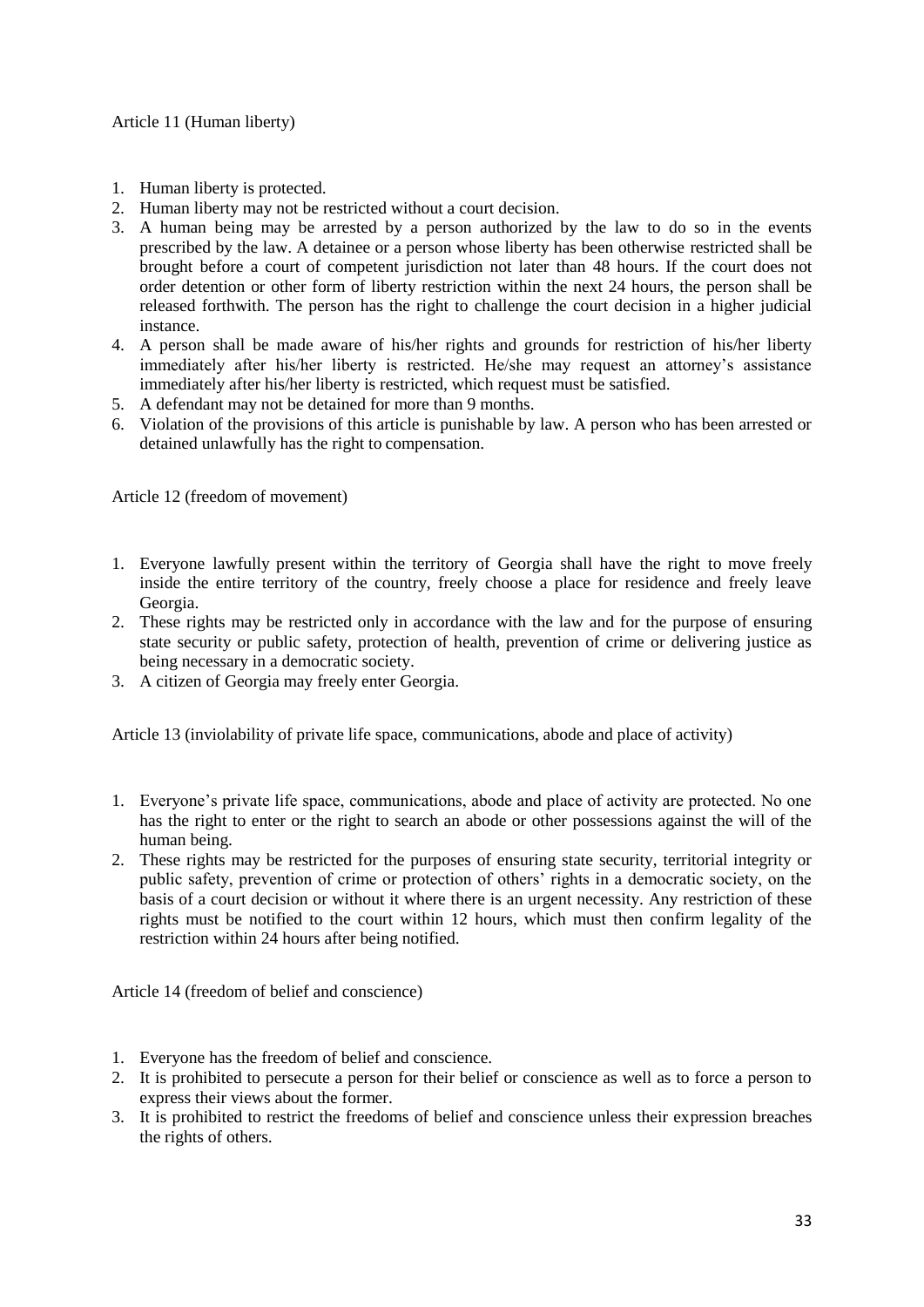Article 11 (Human liberty)

1. Human liberty is protected.
2. Human liberty may not be restricted without a court decision.
3. A human being may be arrested by a person authorized by the law to do so in the events prescribed by the law. A detainee or a person whose liberty has been otherwise restricted shall be brought before a court of competent jurisdiction not later than 48 hours. If the court does not order detention or other form of liberty restriction within the next 24 hours, the person shall be released forthwith. The person has the right to challenge the court decision in a higher judicial instance.
4. A person shall be made aware of his/her rights and grounds for restriction of his/her liberty immediately after his/her liberty is restricted. He/she may request an attorney's assistance immediately after his/her liberty is restricted, which request must be satisfied.
5. A defendant may not be detained for more than 9 months.
6. Violation of the provisions of this article is punishable by law. A person who has been arrested or detained unlawfully has the right to compensation.

Article 12 (freedom of movement)

1. Everyone lawfully present within the territory of Georgia shall have the right to move freely inside the entire territory of the country, freely choose a place for residence and freely leave Georgia.
2. These rights may be restricted only in accordance with the law and for the purpose of ensuring state security or public safety, protection of health, prevention of crime or delivering justice as being necessary in a democratic society.
3. A citizen of Georgia may freely enter Georgia.

Article 13 (inviolability of private life space, communications, abode and place of activity)

1. Everyone's private life space, communications, abode and place of activity are protected. No one has the right to enter or the right to search an abode or other possessions against the will of the human being.
2. These rights may be restricted for the purposes of ensuring state security, territorial integrity or public safety, prevention of crime or protection of others' rights in a democratic society, on the basis of a court decision or without it where there is an urgent necessity. Any restriction of these rights must be notified to the court within 12 hours, which must then confirm legality of the restriction within 24 hours after being notified.

Article 14 (freedom of belief and conscience)

1. Everyone has the freedom of belief and conscience.
2. It is prohibited to persecute a person for their belief or conscience as well as to force a person to express their views about the former.
3. It is prohibited to restrict the freedoms of belief and conscience unless their expression breaches the rights of others.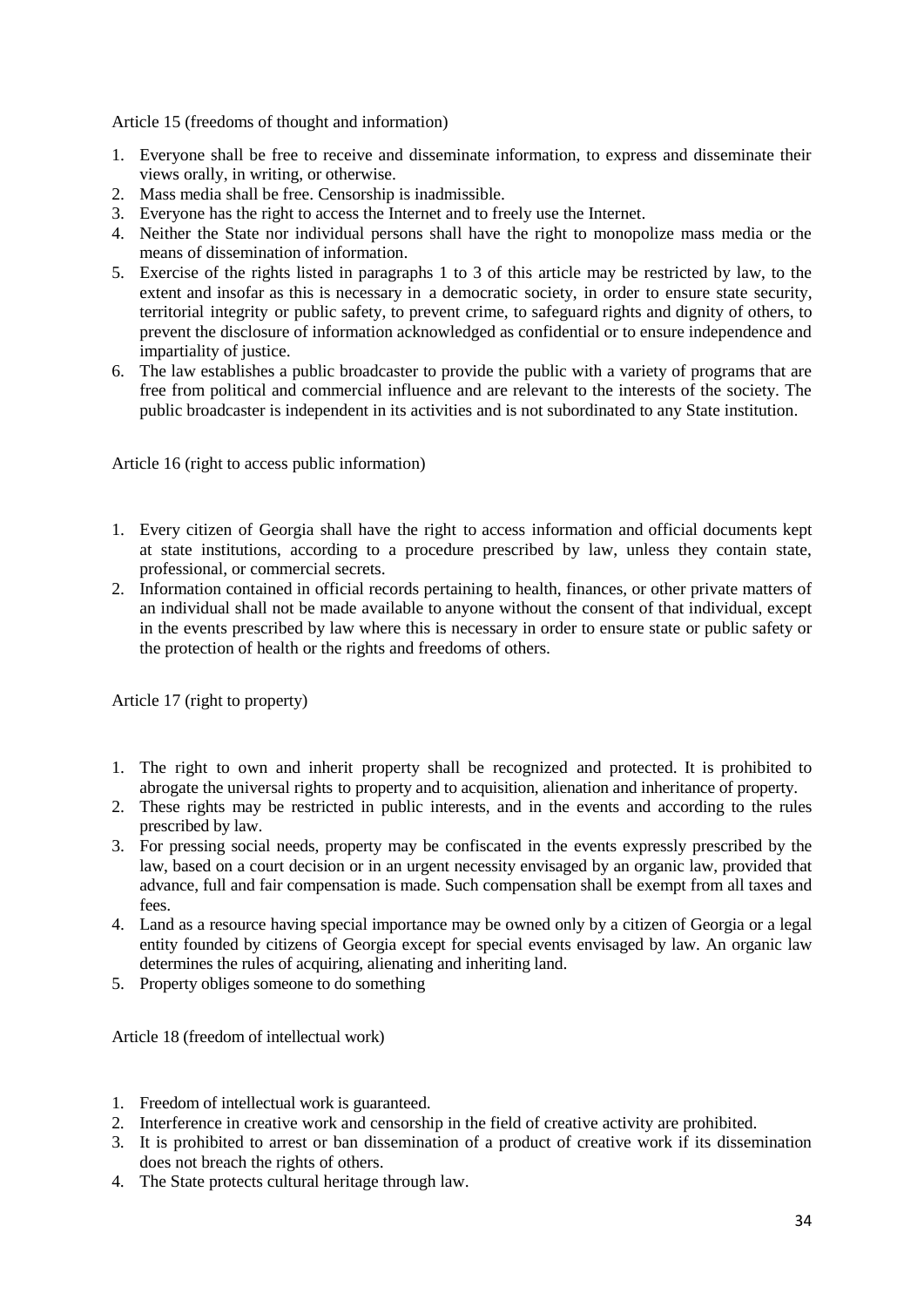Article 15 (freedoms of thought and information)

1. Everyone shall be free to receive and disseminate information, to express and disseminate their views orally, in writing, or otherwise.
2. Mass media shall be free. Censorship is inadmissible.
3. Everyone has the right to access the Internet and to freely use the Internet.
4. Neither the State nor individual persons shall have the right to monopolize mass media or the means of dissemination of information.
5. Exercise of the rights listed in paragraphs 1 to 3 of this article may be restricted by law, to the extent and insofar as this is necessary in a democratic society, in order to ensure state security, territorial integrity or public safety, to prevent crime, to safeguard rights and dignity of others, to prevent the disclosure of information acknowledged as confidential or to ensure independence and impartiality of justice.
6. The law establishes a public broadcaster to provide the public with a variety of programs that are free from political and commercial influence and are relevant to the interests of the society. The public broadcaster is independent in its activities and is not subordinated to any State institution.

Article 16 (right to access public information)

1. Every citizen of Georgia shall have the right to access information and official documents kept at state institutions, according to a procedure prescribed by law, unless they contain state, professional, or commercial secrets.
2. Information contained in official records pertaining to health, finances, or other private matters of an individual shall not be made available to anyone without the consent of that individual, except in the events prescribed by law where this is necessary in order to ensure state or public safety or the protection of health or the rights and freedoms of others.

Article 17 (right to property)

1. The right to own and inherit property shall be recognized and protected. It is prohibited to abrogate the universal rights to property and to acquisition, alienation and inheritance of property.
2. These rights may be restricted in public interests, and in the events and according to the rules prescribed by law.
3. For pressing social needs, property may be confiscated in the events expressly prescribed by the law, based on a court decision or in an urgent necessity envisaged by an organic law, provided that advance, full and fair compensation is made. Such compensation shall be exempt from all taxes and fees.
4. Land as a resource having special importance may be owned only by a citizen of Georgia or a legal entity founded by citizens of Georgia except for special events envisaged by law. An organic law determines the rules of acquiring, alienating and inheriting land.
5. Property obliges someone to do something

Article 18 (freedom of intellectual work)

1. Freedom of intellectual work is guaranteed.
2. Interference in creative work and censorship in the field of creative activity are prohibited.
3. It is prohibited to arrest or ban dissemination of a product of creative work if its dissemination does not breach the rights of others.
4. The State protects cultural heritage through law.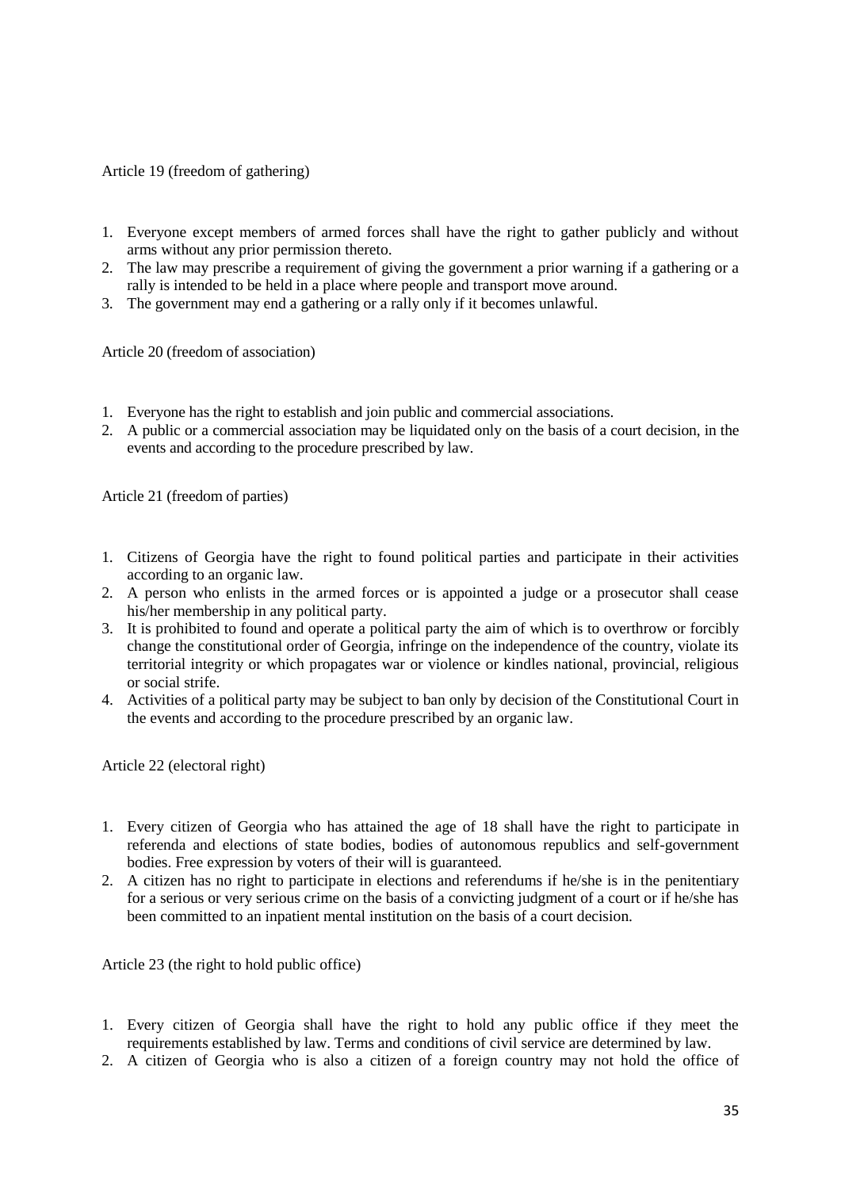Article 19 (freedom of gathering)

1. Everyone except members of armed forces shall have the right to gather publicly and without arms without any prior permission thereto.
2. The law may prescribe a requirement of giving the government a prior warning if a gathering or a rally is intended to be held in a place where people and transport move around.
3. The government may end a gathering or a rally only if it becomes unlawful.

Article 20 (freedom of association)

1. Everyone has the right to establish and join public and commercial associations.
2. A public or a commercial association may be liquidated only on the basis of a court decision, in the events and according to the procedure prescribed by law.

Article 21 (freedom of parties)

1. Citizens of Georgia have the right to found political parties and participate in their activities according to an organic law.
2. A person who enlists in the armed forces or is appointed a judge or a prosecutor shall cease his/her membership in any political party.
3. It is prohibited to found and operate a political party the aim of which is to overthrow or forcibly change the constitutional order of Georgia, infringe on the independence of the country, violate its territorial integrity or which propagates war or violence or kindles national, provincial, religious or social strife.
4. Activities of a political party may be subject to ban only by decision of the Constitutional Court in the events and according to the procedure prescribed by an organic law.

Article 22 (electoral right)

1. Every citizen of Georgia who has attained the age of 18 shall have the right to participate in referenda and elections of state bodies, bodies of autonomous republics and self-government bodies. Free expression by voters of their will is guaranteed.
2. A citizen has no right to participate in elections and referendums if he/she is in the penitentiary for a serious or very serious crime on the basis of a convicting judgment of a court or if he/she has been committed to an inpatient mental institution on the basis of a court decision.

Article 23 (the right to hold public office)

1. Every citizen of Georgia shall have the right to hold any public office if they meet the requirements established by law. Terms and conditions of civil service are determined by law.
2. A citizen of Georgia who is also a citizen of a foreign country may not hold the office of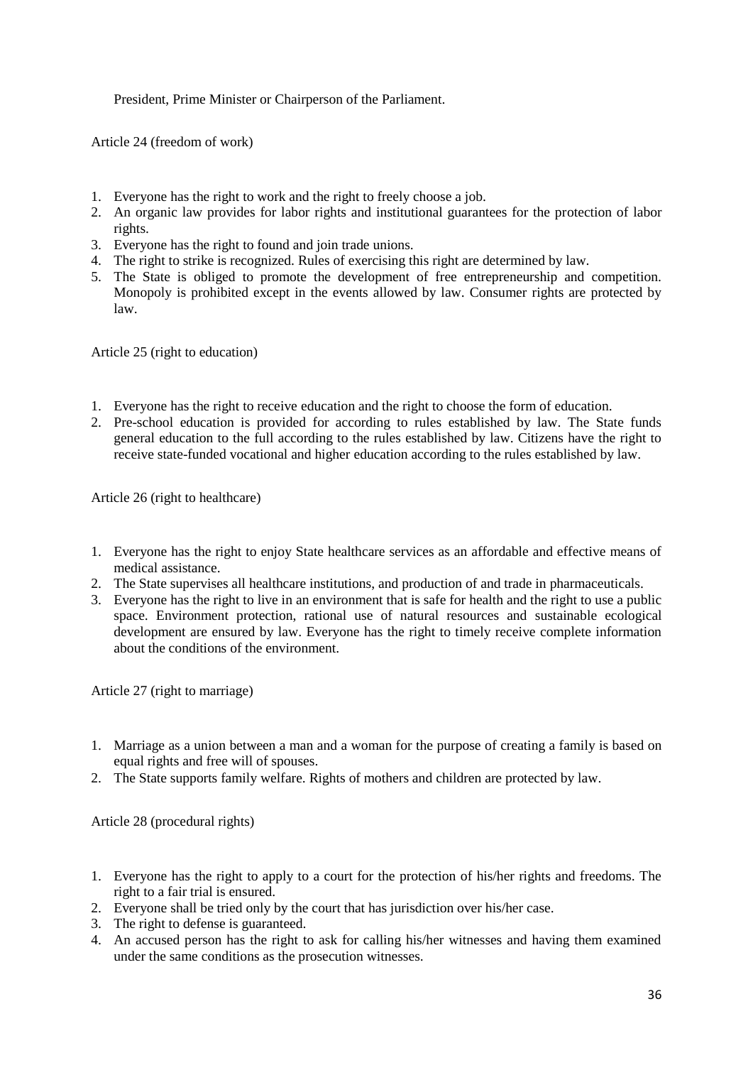President, Prime Minister or Chairperson of the Parliament.

Article 24 (freedom of work)

1. Everyone has the right to work and the right to freely choose a job.
2. An organic law provides for labor rights and institutional guarantees for the protection of labor rights.
3. Everyone has the right to found and join trade unions.
4. The right to strike is recognized. Rules of exercising this right are determined by law.
5. The State is obliged to promote the development of free entrepreneurship and competition. Monopoly is prohibited except in the events allowed by law. Consumer rights are protected by law.

Article 25 (right to education)

1. Everyone has the right to receive education and the right to choose the form of education.
2. Pre-school education is provided for according to rules established by law. The State funds general education to the full according to the rules established by law. Citizens have the right to receive state-funded vocational and higher education according to the rules established by law.

Article 26 (right to healthcare)

1. Everyone has the right to enjoy State healthcare services as an affordable and effective means of medical assistance.
2. The State supervises all healthcare institutions, and production of and trade in pharmaceuticals.
3. Everyone has the right to live in an environment that is safe for health and the right to use a public space. Environment protection, rational use of natural resources and sustainable ecological development are ensured by law. Everyone has the right to timely receive complete information about the conditions of the environment.

Article 27 (right to marriage)

1. Marriage as a union between a man and a woman for the purpose of creating a family is based on equal rights and free will of spouses.
2. The State supports family welfare. Rights of mothers and children are protected by law.

Article 28 (procedural rights)

1. Everyone has the right to apply to a court for the protection of his/her rights and freedoms. The right to a fair trial is ensured.
2. Everyone shall be tried only by the court that has jurisdiction over his/her case.
3. The right to defense is guaranteed.
4. An accused person has the right to ask for calling his/her witnesses and having them examined under the same conditions as the prosecution witnesses.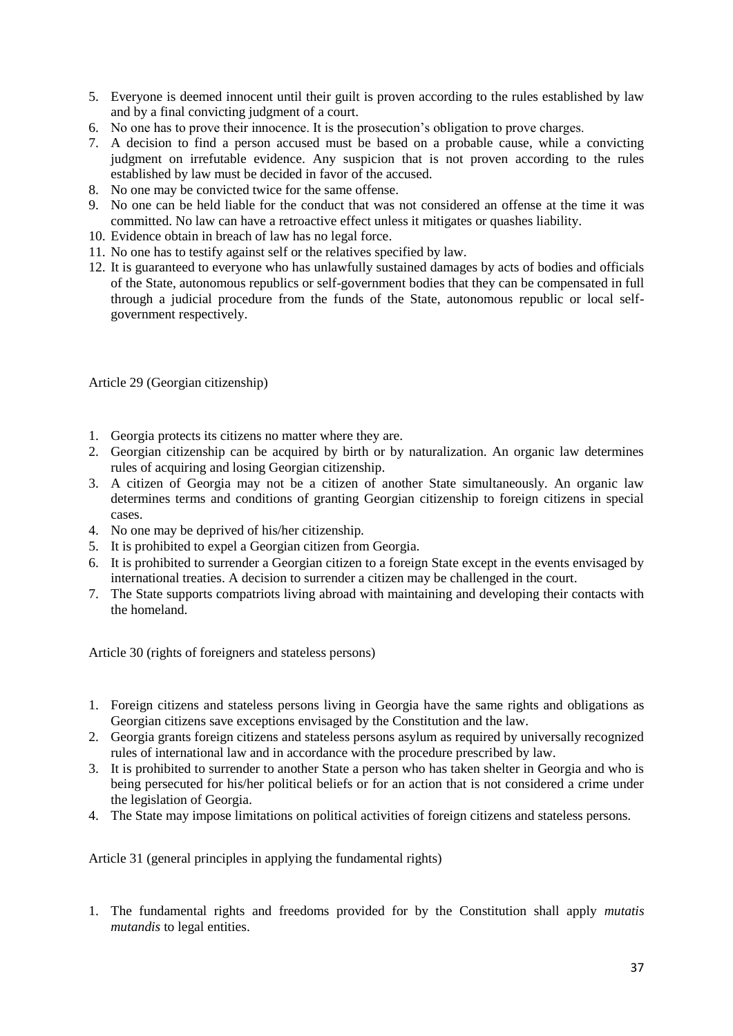5. Everyone is deemed innocent until their guilt is proven according to the rules established by law and by a final convicting judgment of a court.
6. No one has to prove their innocence. It is the prosecution's obligation to prove charges.
7. A decision to find a person accused must be based on a probable cause, while a convicting judgment on irrefutable evidence. Any suspicion that is not proven according to the rules established by law must be decided in favor of the accused.
8. No one may be convicted twice for the same offense.
9. No one can be held liable for the conduct that was not considered an offense at the time it was committed. No law can have a retroactive effect unless it mitigates or quashes liability.
10. Evidence obtain in breach of law has no legal force.
11. No one has to testify against self or the relatives specified by law.
12. It is guaranteed to everyone who has unlawfully sustained damages by acts of bodies and officials of the State, autonomous republics or self-government bodies that they can be compensated in full through a judicial procedure from the funds of the State, autonomous republic or local self-government respectively.

Article 29 (Georgian citizenship)

1. Georgia protects its citizens no matter where they are.
2. Georgian citizenship can be acquired by birth or by naturalization. An organic law determines rules of acquiring and losing Georgian citizenship.
3. A citizen of Georgia may not be a citizen of another State simultaneously. An organic law determines terms and conditions of granting Georgian citizenship to foreign citizens in special cases.
4. No one may be deprived of his/her citizenship.
5. It is prohibited to expel a Georgian citizen from Georgia.
6. It is prohibited to surrender a Georgian citizen to a foreign State except in the events envisaged by international treaties. A decision to surrender a citizen may be challenged in the court.
7. The State supports compatriots living abroad with maintaining and developing their contacts with the homeland.

Article 30 (rights of foreigners and stateless persons)

1. Foreign citizens and stateless persons living in Georgia have the same rights and obligations as Georgian citizens save exceptions envisaged by the Constitution and the law.
2. Georgia grants foreign citizens and stateless persons asylum as required by universally recognized rules of international law and in accordance with the procedure prescribed by law.
3. It is prohibited to surrender to another State a person who has taken shelter in Georgia and who is being persecuted for his/her political beliefs or for an action that is not considered a crime under the legislation of Georgia.
4. The State may impose limitations on political activities of foreign citizens and stateless persons.

Article 31 (general principles in applying the fundamental rights)

1. The fundamental rights and freedoms provided for by the Constitution shall apply *mutatis mutandis* to legal entities.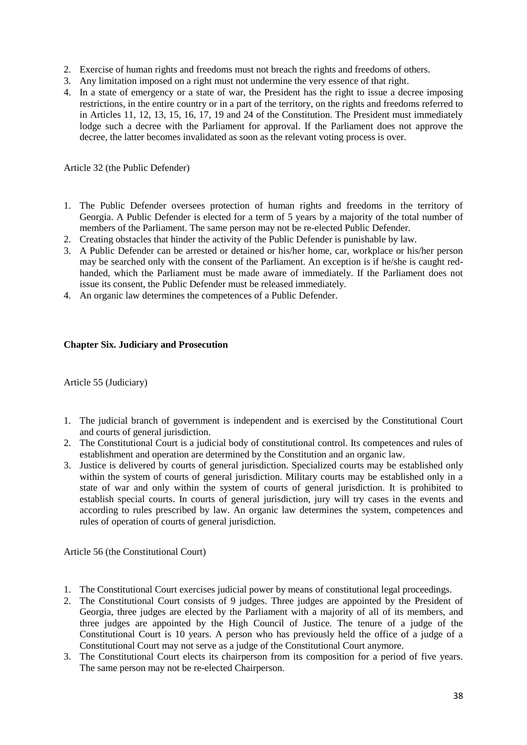2. Exercise of human rights and freedoms must not breach the rights and freedoms of others.
3. Any limitation imposed on a right must not undermine the very essence of that right.
4. In a state of emergency or a state of war, the President has the right to issue a decree imposing restrictions, in the entire country or in a part of the territory, on the rights and freedoms referred to in Articles 11, 12, 13, 15, 16, 17, 19 and 24 of the Constitution. The President must immediately lodge such a decree with the Parliament for approval. If the Parliament does not approve the decree, the latter becomes invalidated as soon as the relevant voting process is over.

Article 32 (the Public Defender)

1. The Public Defender oversees protection of human rights and freedoms in the territory of Georgia. A Public Defender is elected for a term of 5 years by a majority of the total number of members of the Parliament. The same person may not be re-elected Public Defender.
2. Creating obstacles that hinder the activity of the Public Defender is punishable by law.
3. A Public Defender can be arrested or detained or his/her home, car, workplace or his/her person may be searched only with the consent of the Parliament. An exception is if he/she is caught red-handed, which the Parliament must be made aware of immediately. If the Parliament does not issue its consent, the Public Defender must be released immediately.
4. An organic law determines the competences of a Public Defender.

**Chapter Six. Judiciary and Prosecution**

Article 55 (Judiciary)

1. The judicial branch of government is independent and is exercised by the Constitutional Court and courts of general jurisdiction.
2. The Constitutional Court is a judicial body of constitutional control. Its competences and rules of establishment and operation are determined by the Constitution and an organic law.
3. Justice is delivered by courts of general jurisdiction. Specialized courts may be established only within the system of courts of general jurisdiction. Military courts may be established only in a state of war and only within the system of courts of general jurisdiction. It is prohibited to establish special courts. In courts of general jurisdiction, jury will try cases in the events and according to rules prescribed by law. An organic law determines the system, competences and rules of operation of courts of general jurisdiction.

Article 56 (the Constitutional Court)

1. The Constitutional Court exercises judicial power by means of constitutional legal proceedings.
2. The Constitutional Court consists of 9 judges. Three judges are appointed by the President of Georgia, three judges are elected by the Parliament with a majority of all of its members, and three judges are appointed by the High Council of Justice. The tenure of a judge of the Constitutional Court is 10 years. A person who has previously held the office of a judge of a Constitutional Court may not serve as a judge of the Constitutional Court anymore.
3. The Constitutional Court elects its chairperson from its composition for a period of five years. The same person may not be re-elected Chairperson.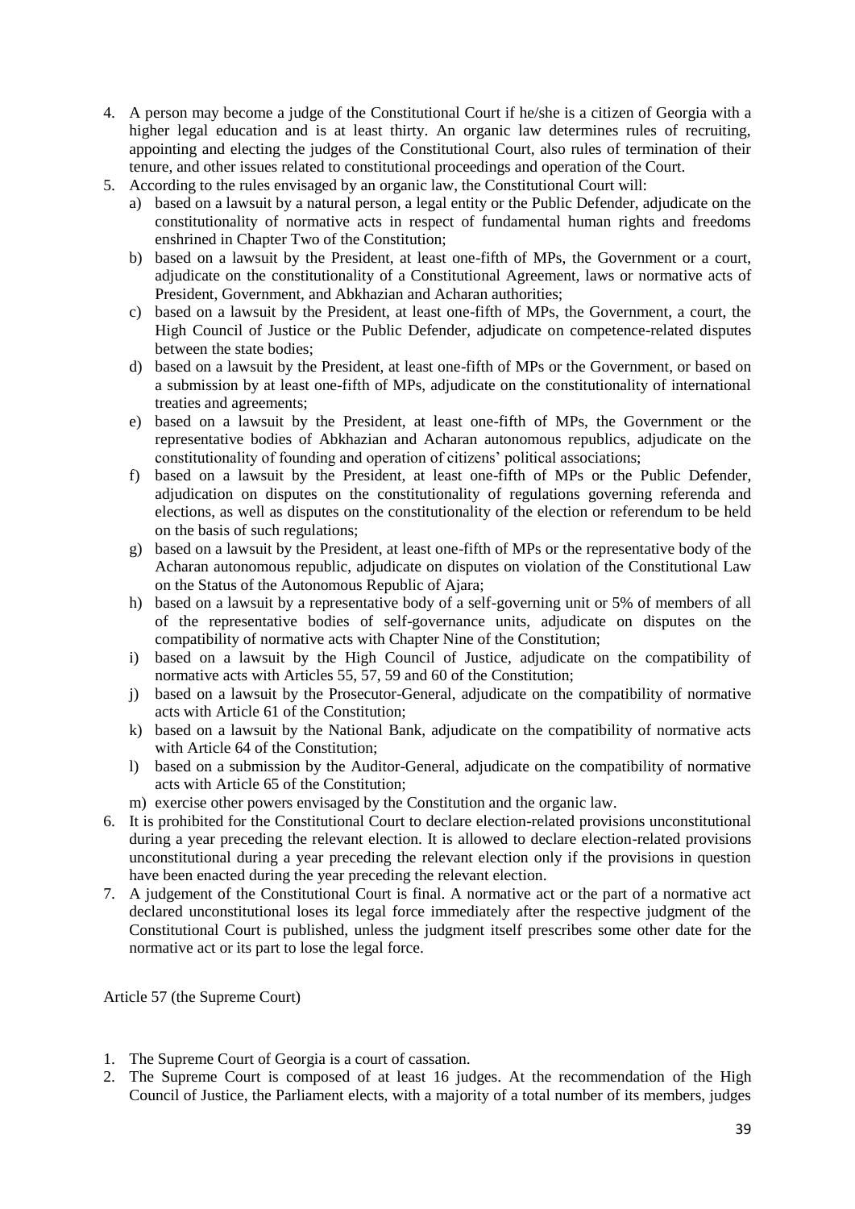4. A person may become a judge of the Constitutional Court if he/she is a citizen of Georgia with a higher legal education and is at least thirty. An organic law determines rules of recruiting, appointing and electing the judges of the Constitutional Court, also rules of termination of their tenure, and other issues related to constitutional proceedings and operation of the Court.
5. According to the rules envisaged by an organic law, the Constitutional Court will:
   a) based on a lawsuit by a natural person, a legal entity or the Public Defender, adjudicate on the constitutionality of normative acts in respect of fundamental human rights and freedoms enshrined in Chapter Two of the Constitution;
   b) based on a lawsuit by the President, at least one-fifth of MPs, the Government or a court, adjudicate on the constitutionality of a Constitutional Agreement, laws or normative acts of President, Government, and Abkhazian and Acharan authorities;
   c) based on a lawsuit by the President, at least one-fifth of MPs, the Government, a court, the High Council of Justice or the Public Defender, adjudicate on competence-related disputes between the state bodies;
   d) based on a lawsuit by the President, at least one-fifth of MPs or the Government, or based on a submission by at least one-fifth of MPs, adjudicate on the constitutionality of international treaties and agreements;
   e) based on a lawsuit by the President, at least one-fifth of MPs, the Government or the representative bodies of Abkhazian and Acharan autonomous republics, adjudicate on the constitutionality of founding and operation of citizens' political associations;
   f) based on a lawsuit by the President, at least one-fifth of MPs or the Public Defender, adjudication on disputes on the constitutionality of regulations governing referenda and elections, as well as disputes on the constitutionality of the election or referendum to be held on the basis of such regulations;
   g) based on a lawsuit by the President, at least one-fifth of MPs or the representative body of the Acharan autonomous republic, adjudicate on disputes on violation of the Constitutional Law on the Status of the Autonomous Republic of Ajara;
   h) based on a lawsuit by a representative body of a self-governing unit or 5% of members of all of the representative bodies of self-governance units, adjudicate on disputes on the compatibility of normative acts with Chapter Nine of the Constitution;
   i) based on a lawsuit by the High Council of Justice, adjudicate on the compatibility of normative acts with Articles 55, 57, 59 and 60 of the Constitution;
   j) based on a lawsuit by the Prosecutor-General, adjudicate on the compatibility of normative acts with Article 61 of the Constitution;
   k) based on a lawsuit by the National Bank, adjudicate on the compatibility of normative acts with Article 64 of the Constitution;
   l) based on a submission by the Auditor-General, adjudicate on the compatibility of normative acts with Article 65 of the Constitution;
   m) exercise other powers envisaged by the Constitution and the organic law.
6. It is prohibited for the Constitutional Court to declare election-related provisions unconstitutional during a year preceding the relevant election. It is allowed to declare election-related provisions unconstitutional during a year preceding the relevant election only if the provisions in question have been enacted during the year preceding the relevant election.
7. A judgement of the Constitutional Court is final. A normative act or the part of a normative act declared unconstitutional loses its legal force immediately after the respective judgment of the Constitutional Court is published, unless the judgment itself prescribes some other date for the normative act or its part to lose the legal force.

Article 57 (the Supreme Court)

1. The Supreme Court of Georgia is a court of cassation.
2. The Supreme Court is composed of at least 16 judges. At the recommendation of the High Council of Justice, the Parliament elects, with a majority of a total number of its members, judges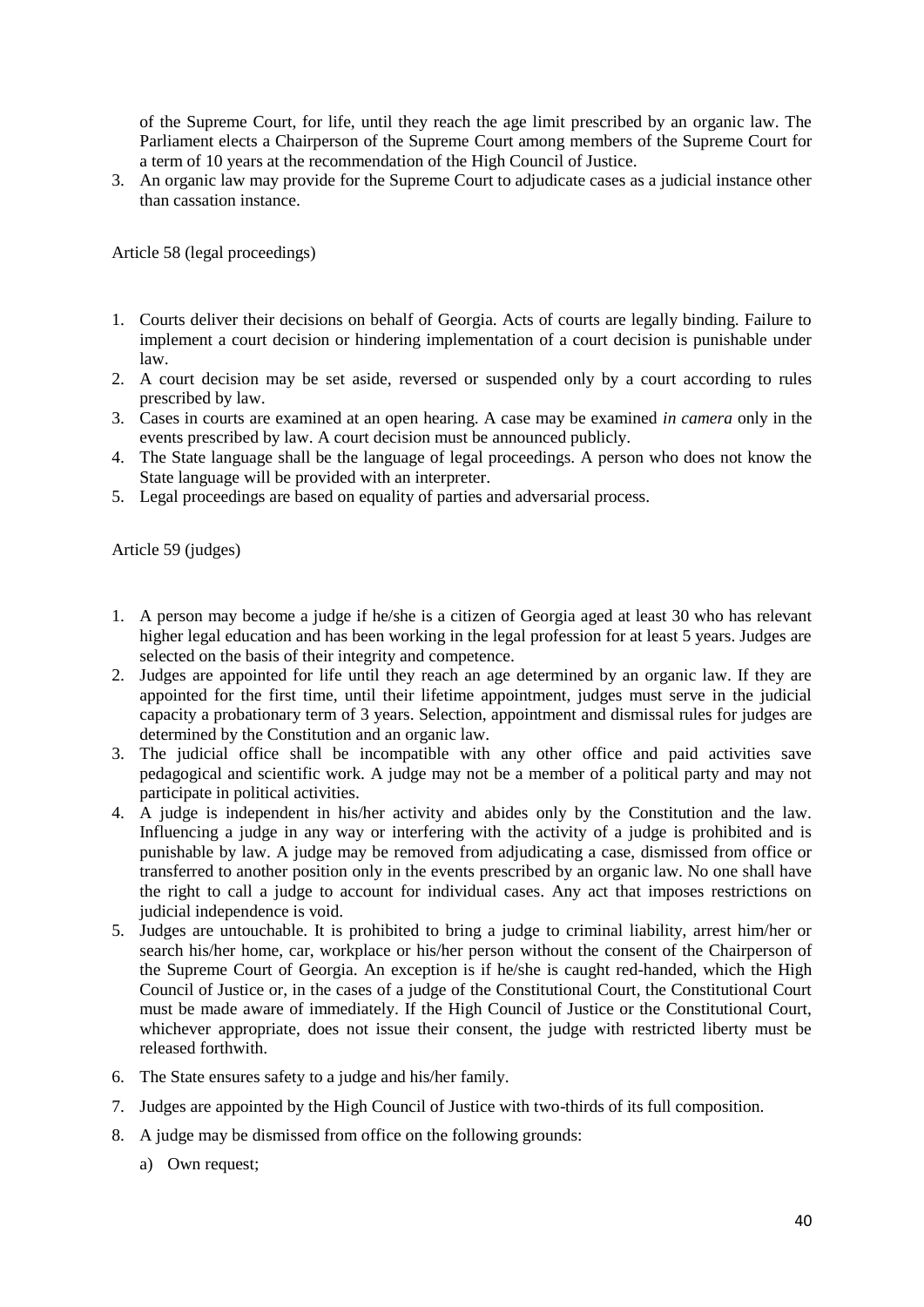of the Supreme Court, for life, until they reach the age limit prescribed by an organic law. The Parliament elects a Chairperson of the Supreme Court among members of the Supreme Court for a term of 10 years at the recommendation of the High Council of Justice.

3. An organic law may provide for the Supreme Court to adjudicate cases as a judicial instance other than cassation instance.

Article 58 (legal proceedings)

1. Courts deliver their decisions on behalf of Georgia. Acts of courts are legally binding. Failure to implement a court decision or hindering implementation of a court decision is punishable under law.
2. A court decision may be set aside, reversed or suspended only by a court according to rules prescribed by law.
3. Cases in courts are examined at an open hearing. A case may be examined *in camera* only in the events prescribed by law. A court decision must be announced publicly.
4. The State language shall be the language of legal proceedings. A person who does not know the State language will be provided with an interpreter.
5. Legal proceedings are based on equality of parties and adversarial process.

Article 59 (judges)

1. A person may become a judge if he/she is a citizen of Georgia aged at least 30 who has relevant higher legal education and has been working in the legal profession for at least 5 years. Judges are selected on the basis of their integrity and competence.
2. Judges are appointed for life until they reach an age determined by an organic law. If they are appointed for the first time, until their lifetime appointment, judges must serve in the judicial capacity a probationary term of 3 years. Selection, appointment and dismissal rules for judges are determined by the Constitution and an organic law.
3. The judicial office shall be incompatible with any other office and paid activities save pedagogical and scientific work. A judge may not be a member of a political party and may not participate in political activities.
4. A judge is independent in his/her activity and abides only by the Constitution and the law. Influencing a judge in any way or interfering with the activity of a judge is prohibited and is punishable by law. A judge may be removed from adjudicating a case, dismissed from office or transferred to another position only in the events prescribed by an organic law. No one shall have the right to call a judge to account for individual cases. Any act that imposes restrictions on judicial independence is void.
5. Judges are untouchable. It is prohibited to bring a judge to criminal liability, arrest him/her or search his/her home, car, workplace or his/her person without the consent of the Chairperson of the Supreme Court of Georgia. An exception is if he/she is caught red-handed, which the High Council of Justice or, in the cases of a judge of the Constitutional Court, the Constitutional Court must be made aware of immediately. If the High Council of Justice or the Constitutional Court, whichever appropriate, does not issue their consent, the judge with restricted liberty must be released forthwith.
6. The State ensures safety to a judge and his/her family.
7. Judges are appointed by the High Council of Justice with two-thirds of its full composition.
8. A judge may be dismissed from office on the following grounds:
   a) Own request;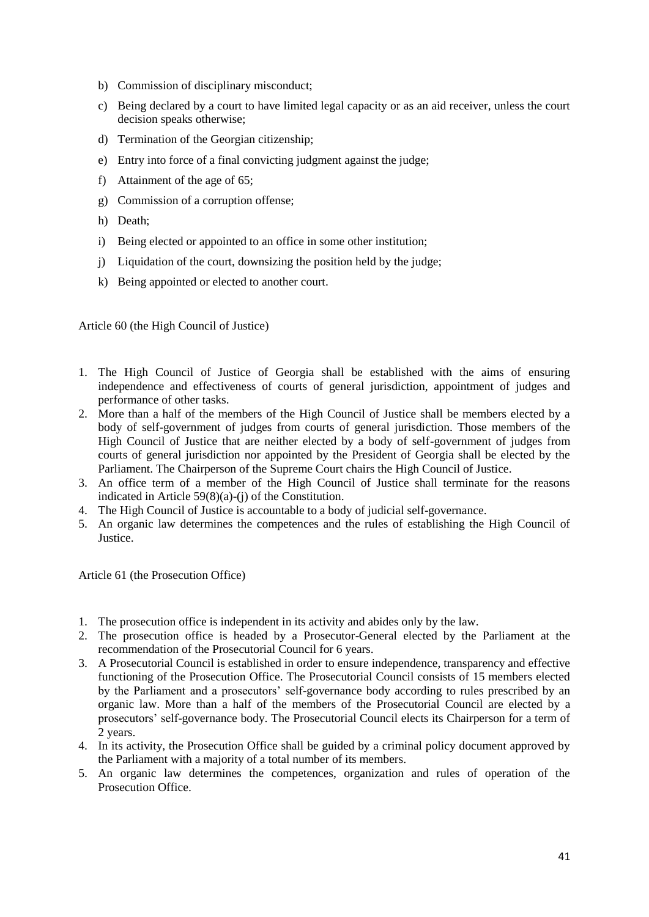b) Commission of disciplinary misconduct;

c) Being declared by a court to have limited legal capacity or as an aid receiver, unless the court decision speaks otherwise;

d) Termination of the Georgian citizenship;

e) Entry into force of a final convicting judgment against the judge;

f) Attainment of the age of 65;

g) Commission of a corruption offense;

h) Death;

i) Being elected or appointed to an office in some other institution;

j) Liquidation of the court, downsizing the position held by the judge;

k) Being appointed or elected to another court.

Article 60 (the High Council of Justice)

1. The High Council of Justice of Georgia shall be established with the aims of ensuring independence and effectiveness of courts of general jurisdiction, appointment of judges and performance of other tasks.
2. More than a half of the members of the High Council of Justice shall be members elected by a body of self-government of judges from courts of general jurisdiction. Those members of the High Council of Justice that are neither elected by a body of self-government of judges from courts of general jurisdiction nor appointed by the President of Georgia shall be elected by the Parliament. The Chairperson of the Supreme Court chairs the High Council of Justice.
3. An office term of a member of the High Council of Justice shall terminate for the reasons indicated in Article 59(8)(a)-(j) of the Constitution.
4. The High Council of Justice is accountable to a body of judicial self-governance.
5. An organic law determines the competences and the rules of establishing the High Council of Justice.

Article 61 (the Prosecution Office)

1. The prosecution office is independent in its activity and abides only by the law.
2. The prosecution office is headed by a Prosecutor-General elected by the Parliament at the recommendation of the Prosecutorial Council for 6 years.
3. A Prosecutorial Council is established in order to ensure independence, transparency and effective functioning of the Prosecution Office. The Prosecutorial Council consists of 15 members elected by the Parliament and a prosecutors' self-governance body according to rules prescribed by an organic law. More than a half of the members of the Prosecutorial Council are elected by a prosecutors' self-governance body. The Prosecutorial Council elects its Chairperson for a term of 2 years.
4. In its activity, the Prosecution Office shall be guided by a criminal policy document approved by the Parliament with a majority of a total number of its members.
5. An organic law determines the competences, organization and rules of operation of the Prosecution Office.